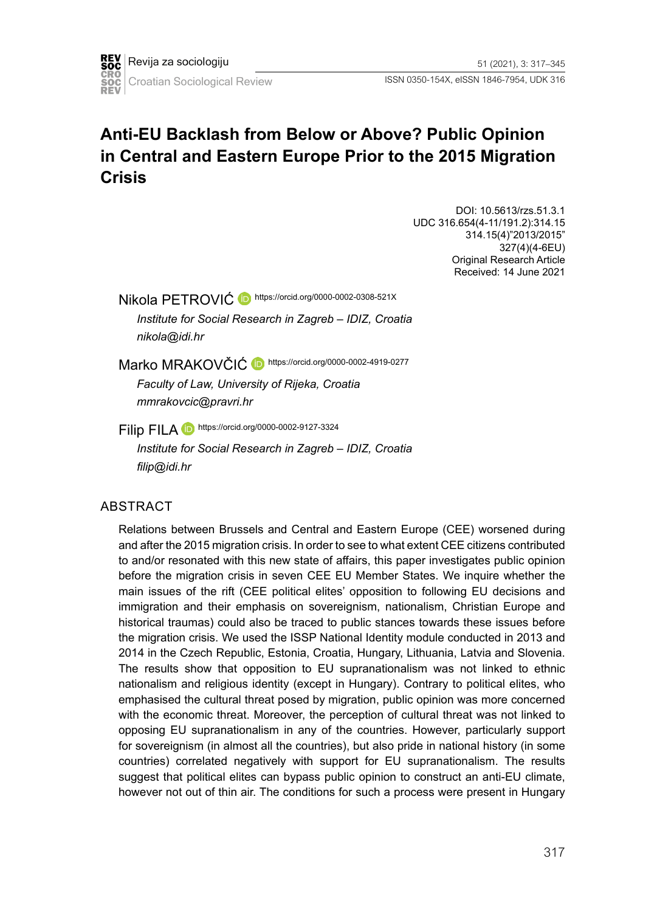# Anti-EU Backlash from Below or Above? Public Opinion in Central and Eastern Europe Prior to the 2015 Migration Crisis

DOI: 10.5613/rzs.51.3.1
UDC 316.654(4-11/191.2):314.15
314.15(4)"2013/2015"
327(4)(4-6EU)
Original Research Article
Received: 14 June 2021

Nikola PETROVIĆ https://orcid.org/0000-0002-0308-521X
*Institute for Social Research in Zagreb – IDIZ, Croatia*
*nikola@idi.hr*

Marko MRAKOVČIĆ https://orcid.org/0000-0002-4919-0277
*Faculty of Law, University of Rijeka, Croatia*
*mmrakovcic@pravri.hr*

Filip FILA https://orcid.org/0000-0002-9127-3324
*Institute for Social Research in Zagreb – IDIZ, Croatia*
*filip@idi.hr*

## ABSTRACT

Relations between Brussels and Central and Eastern Europe (CEE) worsened during and after the 2015 migration crisis. In order to see to what extent CEE citizens contributed to and/or resonated with this new state of affairs, this paper investigates public opinion before the migration crisis in seven CEE EU Member States. We inquire whether the main issues of the rift (CEE political elites' opposition to following EU decisions and immigration and their emphasis on sovereignism, nationalism, Christian Europe and historical traumas) could also be traced to public stances towards these issues before the migration crisis. We used the ISSP National Identity module conducted in 2013 and 2014 in the Czech Republic, Estonia, Croatia, Hungary, Lithuania, Latvia and Slovenia. The results show that opposition to EU supranationalism was not linked to ethnic nationalism and religious identity (except in Hungary). Contrary to political elites, who emphasised the cultural threat posed by migration, public opinion was more concerned with the economic threat. Moreover, the perception of cultural threat was not linked to opposing EU supranationalism in any of the countries. However, particularly support for sovereignism (in almost all the countries), but also pride in national history (in some countries) correlated negatively with support for EU supranationalism. The results suggest that political elites can bypass public opinion to construct an anti-EU climate, however not out of thin air. The conditions for such a process were present in Hungary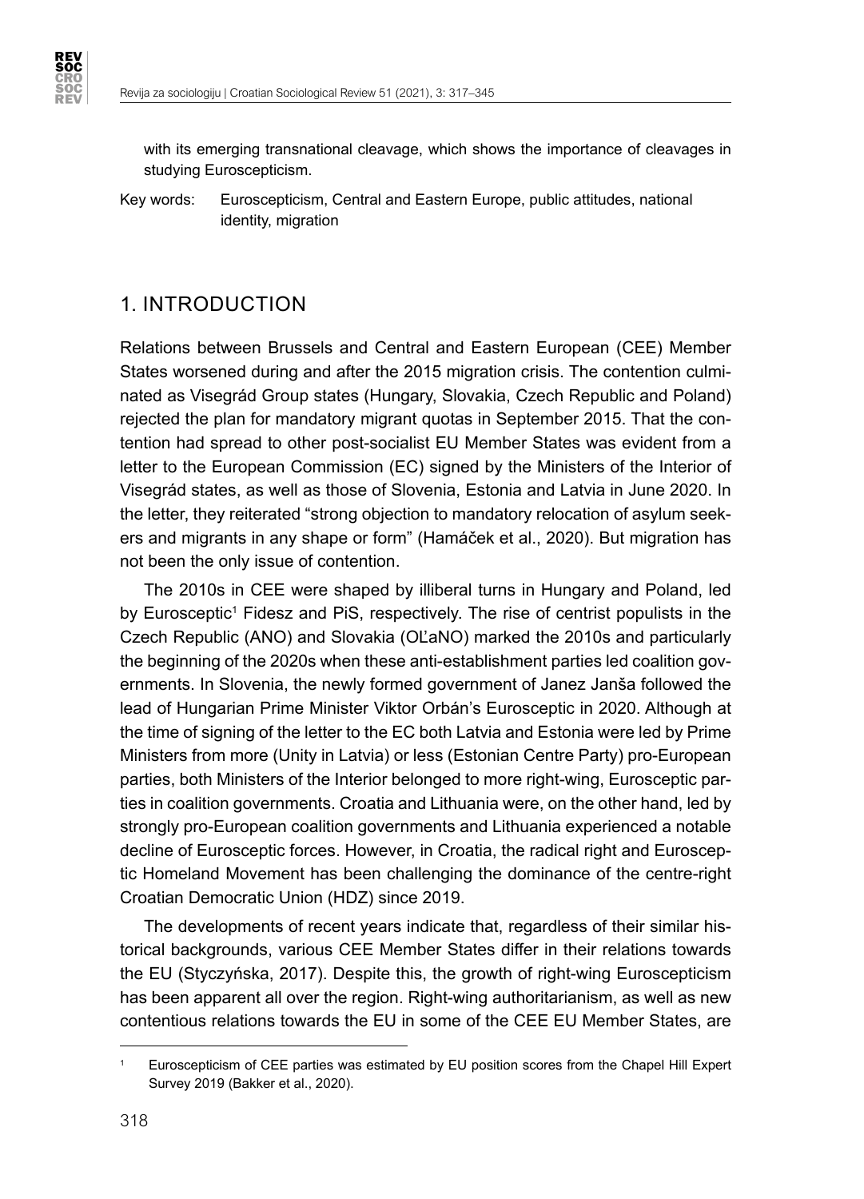with its emerging transnational cleavage, which shows the importance of cleavages in studying Euroscepticism.

Key words: Euroscepticism, Central and Eastern Europe, public attitudes, national identity, migration

## 1. INTRODUCTION

Relations between Brussels and Central and Eastern European (CEE) Member States worsened during and after the 2015 migration crisis. The contention culminated as Visegrád Group states (Hungary, Slovakia, Czech Republic and Poland) rejected the plan for mandatory migrant quotas in September 2015. That the contention had spread to other post-socialist EU Member States was evident from a letter to the European Commission (EC) signed by the Ministers of the Interior of Visegrád states, as well as those of Slovenia, Estonia and Latvia in June 2020. In the letter, they reiterated "strong objection to mandatory relocation of asylum seekers and migrants in any shape or form" (Hamáček et al., 2020). But migration has not been the only issue of contention.

The 2010s in CEE were shaped by illiberal turns in Hungary and Poland, led by Eurosceptic[1] Fidesz and PiS, respectively. The rise of centrist populists in the Czech Republic (ANO) and Slovakia (OĽaNO) marked the 2010s and particularly the beginning of the 2020s when these anti-establishment parties led coalition governments. In Slovenia, the newly formed government of Janez Janša followed the lead of Hungarian Prime Minister Viktor Orbán's Eurosceptic in 2020. Although at the time of signing of the letter to the EC both Latvia and Estonia were led by Prime Ministers from more (Unity in Latvia) or less (Estonian Centre Party) pro-European parties, both Ministers of the Interior belonged to more right-wing, Eurosceptic parties in coalition governments. Croatia and Lithuania were, on the other hand, led by strongly pro-European coalition governments and Lithuania experienced a notable decline of Eurosceptic forces. However, in Croatia, the radical right and Eurosceptic Homeland Movement has been challenging the dominance of the centre-right Croatian Democratic Union (HDZ) since 2019.

The developments of recent years indicate that, regardless of their similar historical backgrounds, various CEE Member States differ in their relations towards the EU (Styczyńska, 2017). Despite this, the growth of right-wing Euroscepticism has been apparent all over the region. Right-wing authoritarianism, as well as new contentious relations towards the EU in some of the CEE EU Member States, are

[1] Euroscepticism of CEE parties was estimated by EU position scores from the Chapel Hill Expert Survey 2019 (Bakker et al., 2020).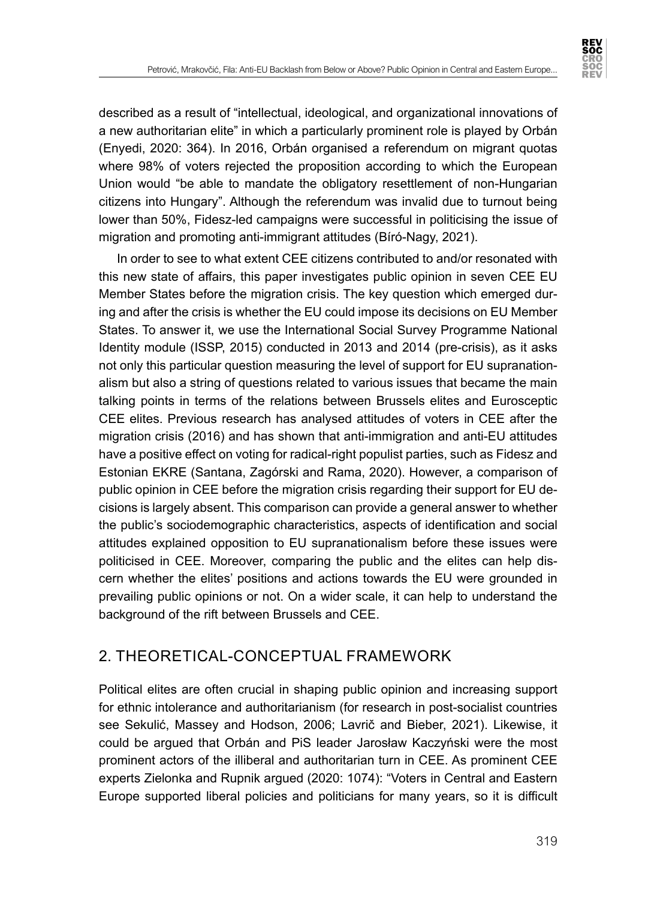described as a result of "intellectual, ideological, and organizational innovations of a new authoritarian elite" in which a particularly prominent role is played by Orbán (Enyedi, 2020: 364). In 2016, Orbán organised a referendum on migrant quotas where 98% of voters rejected the proposition according to which the European Union would "be able to mandate the obligatory resettlement of non-Hungarian citizens into Hungary". Although the referendum was invalid due to turnout being lower than 50%, Fidesz-led campaigns were successful in politicising the issue of migration and promoting anti-immigrant attitudes (Bíró-Nagy, 2021).

In order to see to what extent CEE citizens contributed to and/or resonated with this new state of affairs, this paper investigates public opinion in seven CEE EU Member States before the migration crisis. The key question which emerged during and after the crisis is whether the EU could impose its decisions on EU Member States. To answer it, we use the International Social Survey Programme National Identity module (ISSP, 2015) conducted in 2013 and 2014 (pre-crisis), as it asks not only this particular question measuring the level of support for EU supranationalism but also a string of questions related to various issues that became the main talking points in terms of the relations between Brussels elites and Eurosceptic CEE elites. Previous research has analysed attitudes of voters in CEE after the migration crisis (2016) and has shown that anti-immigration and anti-EU attitudes have a positive effect on voting for radical-right populist parties, such as Fidesz and Estonian EKRE (Santana, Zagórski and Rama, 2020). However, a comparison of public opinion in CEE before the migration crisis regarding their support for EU decisions is largely absent. This comparison can provide a general answer to whether the public's sociodemographic characteristics, aspects of identification and social attitudes explained opposition to EU supranationalism before these issues were politicised in CEE. Moreover, comparing the public and the elites can help discern whether the elites' positions and actions towards the EU were grounded in prevailing public opinions or not. On a wider scale, it can help to understand the background of the rift between Brussels and CEE.

## 2. THEORETICAL-CONCEPTUAL FRAMEWORK

Political elites are often crucial in shaping public opinion and increasing support for ethnic intolerance and authoritarianism (for research in post-socialist countries see Sekulić, Massey and Hodson, 2006; Lavrič and Bieber, 2021). Likewise, it could be argued that Orbán and PiS leader Jarosław Kaczyński were the most prominent actors of the illiberal and authoritarian turn in CEE. As prominent CEE experts Zielonka and Rupnik argued (2020: 1074): "Voters in Central and Eastern Europe supported liberal policies and politicians for many years, so it is difficult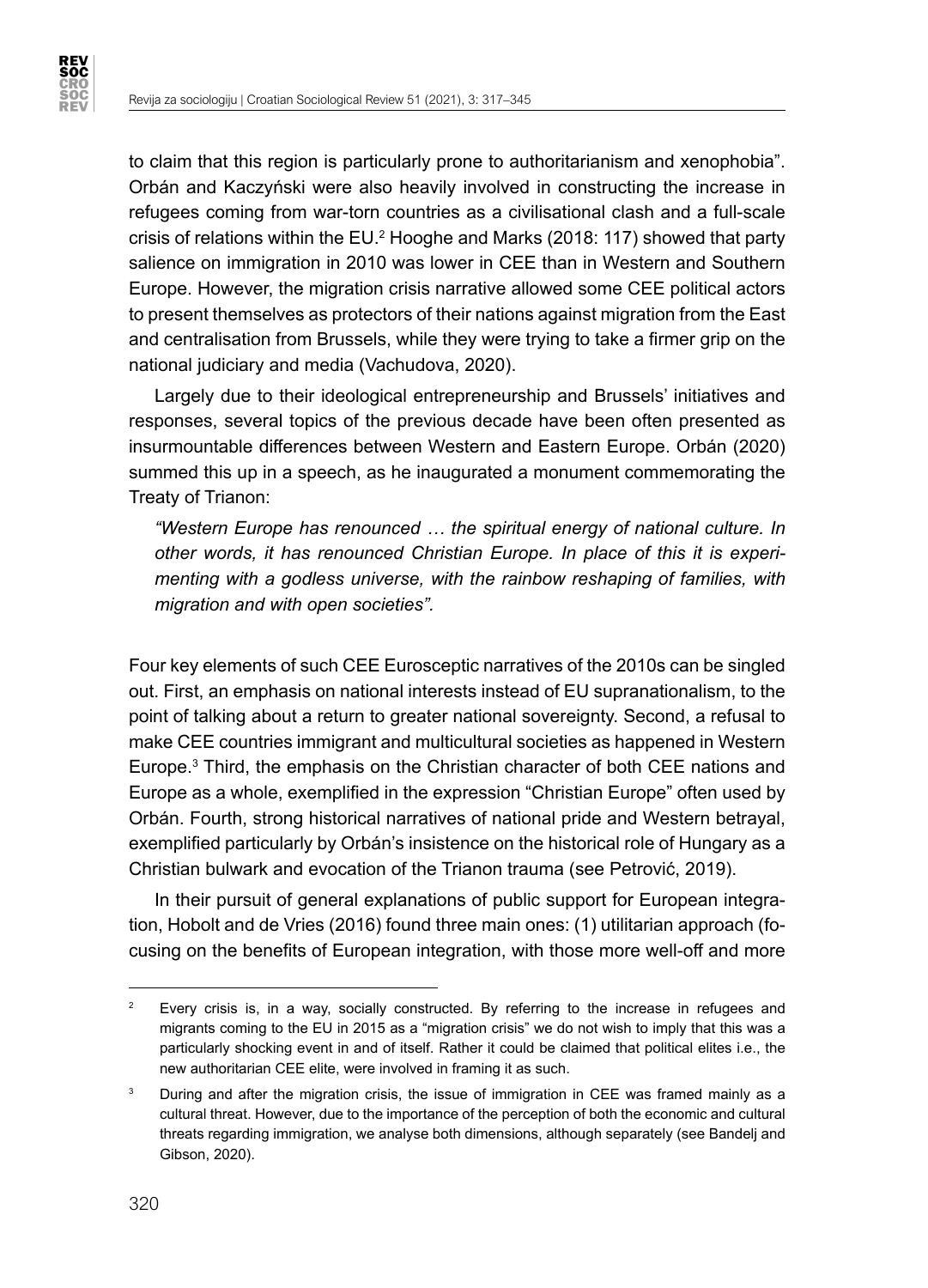to claim that this region is particularly prone to authoritarianism and xenophobia". Orbán and Kaczyński were also heavily involved in constructing the increase in refugees coming from war-torn countries as a civilisational clash and a full-scale crisis of relations within the EU.[2] Hooghe and Marks (2018: 117) showed that party salience on immigration in 2010 was lower in CEE than in Western and Southern Europe. However, the migration crisis narrative allowed some CEE political actors to present themselves as protectors of their nations against migration from the East and centralisation from Brussels, while they were trying to take a firmer grip on the national judiciary and media (Vachudova, 2020).

Largely due to their ideological entrepreneurship and Brussels' initiatives and responses, several topics of the previous decade have been often presented as insurmountable differences between Western and Eastern Europe. Orbán (2020) summed this up in a speech, as he inaugurated a monument commemorating the Treaty of Trianon:

> *"Western Europe has renounced … the spiritual energy of national culture. In other words, it has renounced Christian Europe. In place of this it is experimenting with a godless universe, with the rainbow reshaping of families, with migration and with open societies".*

Four key elements of such CEE Eurosceptic narratives of the 2010s can be singled out. First, an emphasis on national interests instead of EU supranationalism, to the point of talking about a return to greater national sovereignty. Second, a refusal to make CEE countries immigrant and multicultural societies as happened in Western Europe.[3] Third, the emphasis on the Christian character of both CEE nations and Europe as a whole, exemplified in the expression "Christian Europe" often used by Orbán. Fourth, strong historical narratives of national pride and Western betrayal, exemplified particularly by Orbán's insistence on the historical role of Hungary as a Christian bulwark and evocation of the Trianon trauma (see Petrović, 2019).

In their pursuit of general explanations of public support for European integration, Hobolt and de Vries (2016) found three main ones: (1) utilitarian approach (focusing on the benefits of European integration, with those more well-off and more

[2] Every crisis is, in a way, socially constructed. By referring to the increase in refugees and migrants coming to the EU in 2015 as a "migration crisis" we do not wish to imply that this was a particularly shocking event in and of itself. Rather it could be claimed that political elites i.e., the new authoritarian CEE elite, were involved in framing it as such.

[3] During and after the migration crisis, the issue of immigration in CEE was framed mainly as a cultural threat. However, due to the importance of the perception of both the economic and cultural threats regarding immigration, we analyse both dimensions, although separately (see Bandelj and Gibson, 2020).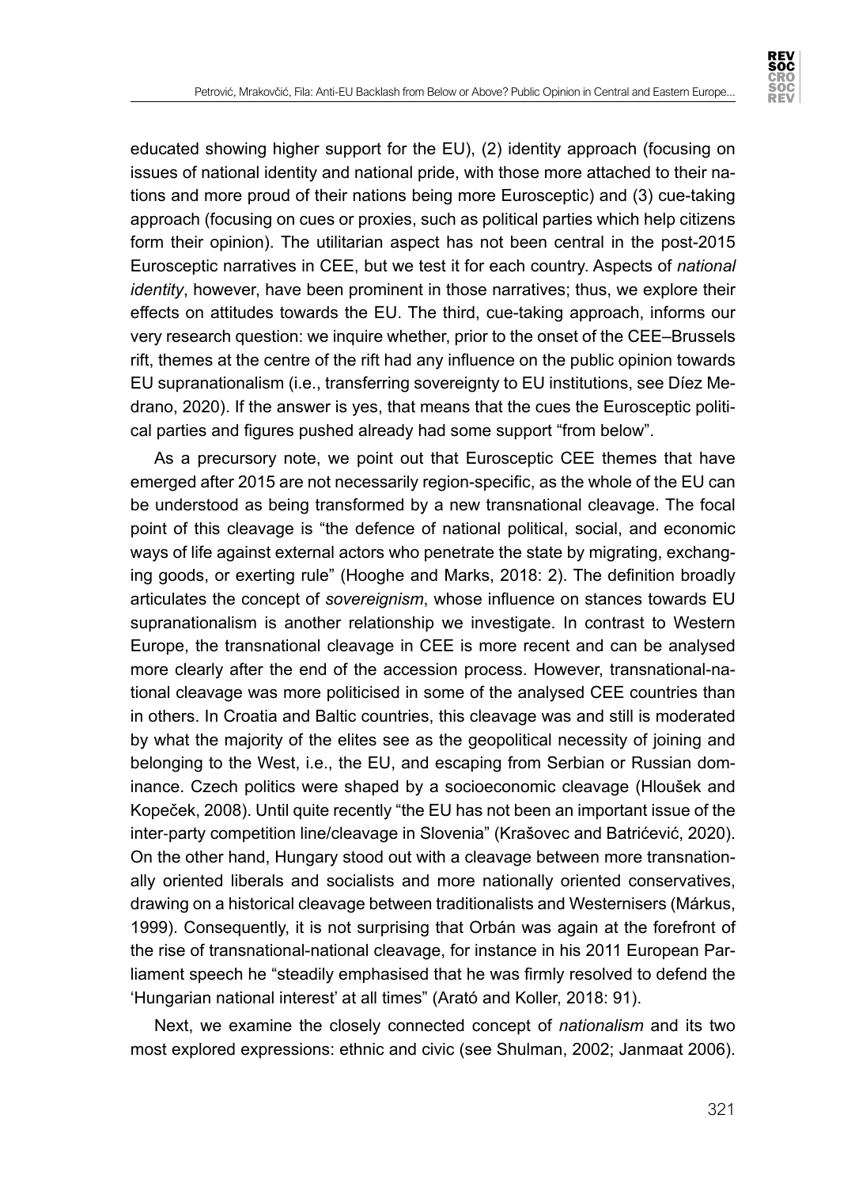educated showing higher support for the EU), (2) identity approach (focusing on issues of national identity and national pride, with those more attached to their nations and more proud of their nations being more Eurosceptic) and (3) cue-taking approach (focusing on cues or proxies, such as political parties which help citizens form their opinion). The utilitarian aspect has not been central in the post-2015 Eurosceptic narratives in CEE, but we test it for each country. Aspects of *national identity*, however, have been prominent in those narratives; thus, we explore their effects on attitudes towards the EU. The third, cue-taking approach, informs our very research question: we inquire whether, prior to the onset of the CEE–Brussels rift, themes at the centre of the rift had any influence on the public opinion towards EU supranationalism (i.e., transferring sovereignty to EU institutions, see Díez Medrano, 2020). If the answer is yes, that means that the cues the Eurosceptic political parties and figures pushed already had some support "from below".

As a precursory note, we point out that Eurosceptic CEE themes that have emerged after 2015 are not necessarily region-specific, as the whole of the EU can be understood as being transformed by a new transnational cleavage. The focal point of this cleavage is "the defence of national political, social, and economic ways of life against external actors who penetrate the state by migrating, exchanging goods, or exerting rule" (Hooghe and Marks, 2018: 2). The definition broadly articulates the concept of *sovereignism*, whose influence on stances towards EU supranationalism is another relationship we investigate. In contrast to Western Europe, the transnational cleavage in CEE is more recent and can be analysed more clearly after the end of the accession process. However, transnational-national cleavage was more politicised in some of the analysed CEE countries than in others. In Croatia and Baltic countries, this cleavage was and still is moderated by what the majority of the elites see as the geopolitical necessity of joining and belonging to the West, i.e., the EU, and escaping from Serbian or Russian dominance. Czech politics were shaped by a socioeconomic cleavage (Hloušek and Kopeček, 2008). Until quite recently "the EU has not been an important issue of the inter-party competition line/cleavage in Slovenia" (Krašovec and Batrićević, 2020). On the other hand, Hungary stood out with a cleavage between more transnationally oriented liberals and socialists and more nationally oriented conservatives, drawing on a historical cleavage between traditionalists and Westernisers (Márkus, 1999). Consequently, it is not surprising that Orbán was again at the forefront of the rise of transnational-national cleavage, for instance in his 2011 European Parliament speech he "steadily emphasised that he was firmly resolved to defend the 'Hungarian national interest' at all times" (Arató and Koller, 2018: 91).

Next, we examine the closely connected concept of *nationalism* and its two most explored expressions: ethnic and civic (see Shulman, 2002; Janmaat 2006).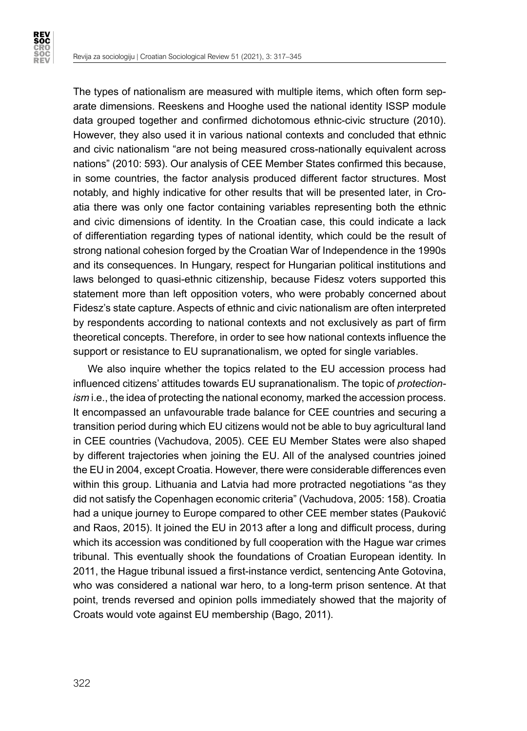The types of nationalism are measured with multiple items, which often form separate dimensions. Reeskens and Hooghe used the national identity ISSP module data grouped together and confirmed dichotomous ethnic-civic structure (2010). However, they also used it in various national contexts and concluded that ethnic and civic nationalism "are not being measured cross-nationally equivalent across nations" (2010: 593). Our analysis of CEE Member States confirmed this because, in some countries, the factor analysis produced different factor structures. Most notably, and highly indicative for other results that will be presented later, in Croatia there was only one factor containing variables representing both the ethnic and civic dimensions of identity. In the Croatian case, this could indicate a lack of differentiation regarding types of national identity, which could be the result of strong national cohesion forged by the Croatian War of Independence in the 1990s and its consequences. In Hungary, respect for Hungarian political institutions and laws belonged to quasi-ethnic citizenship, because Fidesz voters supported this statement more than left opposition voters, who were probably concerned about Fidesz's state capture. Aspects of ethnic and civic nationalism are often interpreted by respondents according to national contexts and not exclusively as part of firm theoretical concepts. Therefore, in order to see how national contexts influence the support or resistance to EU supranationalism, we opted for single variables.

We also inquire whether the topics related to the EU accession process had influenced citizens' attitudes towards EU supranationalism. The topic of *protectionism* i.e., the idea of protecting the national economy, marked the accession process. It encompassed an unfavourable trade balance for CEE countries and securing a transition period during which EU citizens would not be able to buy agricultural land in CEE countries (Vachudova, 2005). CEE EU Member States were also shaped by different trajectories when joining the EU. All of the analysed countries joined the EU in 2004, except Croatia. However, there were considerable differences even within this group. Lithuania and Latvia had more protracted negotiations "as they did not satisfy the Copenhagen economic criteria" (Vachudova, 2005: 158). Croatia had a unique journey to Europe compared to other CEE member states (Pauković and Raos, 2015). It joined the EU in 2013 after a long and difficult process, during which its accession was conditioned by full cooperation with the Hague war crimes tribunal. This eventually shook the foundations of Croatian European identity. In 2011, the Hague tribunal issued a first-instance verdict, sentencing Ante Gotovina, who was considered a national war hero, to a long-term prison sentence. At that point, trends reversed and opinion polls immediately showed that the majority of Croats would vote against EU membership (Bago, 2011).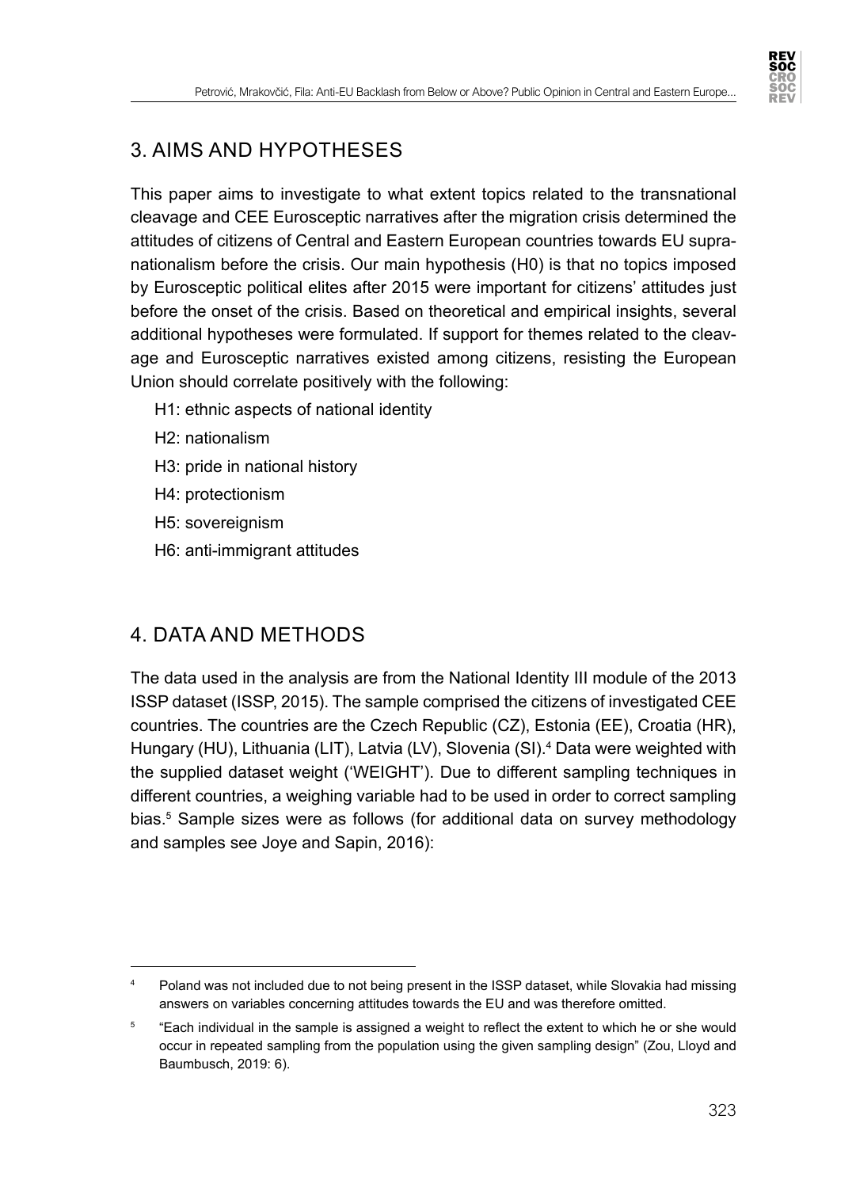## 3. AIMS AND HYPOTHESES

This paper aims to investigate to what extent topics related to the transnational cleavage and CEE Eurosceptic narratives after the migration crisis determined the attitudes of citizens of Central and Eastern European countries towards EU supranationalism before the crisis. Our main hypothesis (H0) is that no topics imposed by Eurosceptic political elites after 2015 were important for citizens' attitudes just before the onset of the crisis. Based on theoretical and empirical insights, several additional hypotheses were formulated. If support for themes related to the cleavage and Eurosceptic narratives existed among citizens, resisting the European Union should correlate positively with the following:

- H1: ethnic aspects of national identity
- H2: nationalism
- H3: pride in national history
- H4: protectionism
- H5: sovereignism
- H6: anti-immigrant attitudes

## 4. DATA AND METHODS

The data used in the analysis are from the National Identity III module of the 2013 ISSP dataset (ISSP, 2015). The sample comprised the citizens of investigated CEE countries. The countries are the Czech Republic (CZ), Estonia (EE), Croatia (HR), Hungary (HU), Lithuania (LIT), Latvia (LV), Slovenia (SI).[4] Data were weighted with the supplied dataset weight ('WEIGHT'). Due to different sampling techniques in different countries, a weighing variable had to be used in order to correct sampling bias.[5] Sample sizes were as follows (for additional data on survey methodology and samples see Joye and Sapin, 2016):

---

[4] Poland was not included due to not being present in the ISSP dataset, while Slovakia had missing answers on variables concerning attitudes towards the EU and was therefore omitted.

[5] "Each individual in the sample is assigned a weight to reflect the extent to which he or she would occur in repeated sampling from the population using the given sampling design" (Zou, Lloyd and Baumbusch, 2019: 6).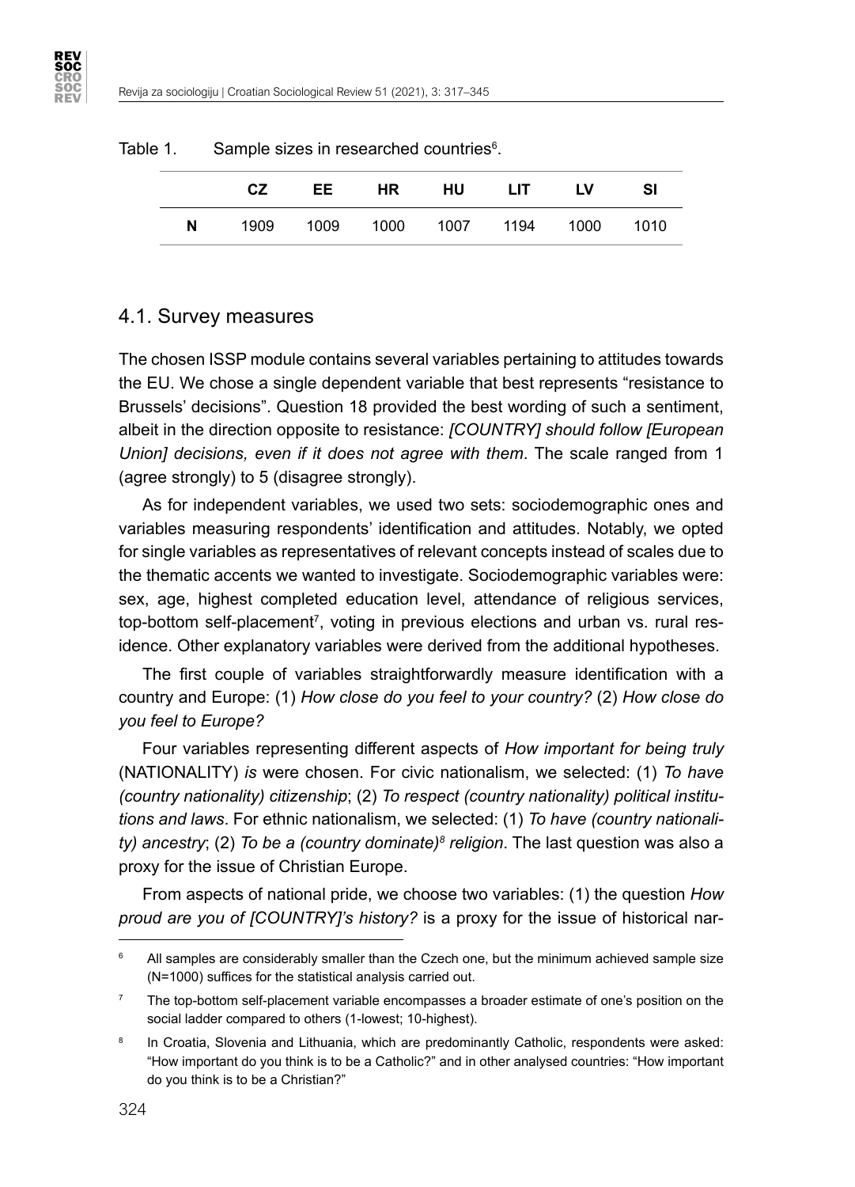Table 1. Sample sizes in researched countries[6].

| | CZ | EE | HR | HU | LIT | LV | SI |
|---|---|---|---|---|---|---|---|
| **N** | 1909 | 1009 | 1000 | 1007 | 1194 | 1000 | 1010 |

## 4.1. Survey measures

The chosen ISSP module contains several variables pertaining to attitudes towards the EU. We chose a single dependent variable that best represents "resistance to Brussels' decisions". Question 18 provided the best wording of such a sentiment, albeit in the direction opposite to resistance: *[COUNTRY] should follow [European Union] decisions, even if it does not agree with them*. The scale ranged from 1 (agree strongly) to 5 (disagree strongly).

As for independent variables, we used two sets: sociodemographic ones and variables measuring respondents' identification and attitudes. Notably, we opted for single variables as representatives of relevant concepts instead of scales due to the thematic accents we wanted to investigate. Sociodemographic variables were: sex, age, highest completed education level, attendance of religious services, top-bottom self-placement[7], voting in previous elections and urban vs. rural residence. Other explanatory variables were derived from the additional hypotheses.

The first couple of variables straightforwardly measure identification with a country and Europe: (1) *How close do you feel to your country?* (2) *How close do you feel to Europe?*

Four variables representing different aspects of *How important for being truly* (NATIONALITY) *is* were chosen. For civic nationalism, we selected: (1) *To have (country nationality) citizenship*; (2) *To respect (country nationality) political institutions and laws*. For ethnic nationalism, we selected: (1) *To have (country nationality) ancestry*; (2) *To be a (country dominate)*[8] *religion*. The last question was also a proxy for the issue of Christian Europe.

From aspects of national pride, we choose two variables: (1) the question *How proud are you of [COUNTRY]'s history?* is a proxy for the issue of historical nar-

---

[6] All samples are considerably smaller than the Czech one, but the minimum achieved sample size (N=1000) suffices for the statistical analysis carried out.

[7] The top-bottom self-placement variable encompasses a broader estimate of one's position on the social ladder compared to others (1-lowest; 10-highest).

[8] In Croatia, Slovenia and Lithuania, which are predominantly Catholic, respondents were asked: "How important do you think is to be a Catholic?" and in other analysed countries: "How important do you think is to be a Christian?"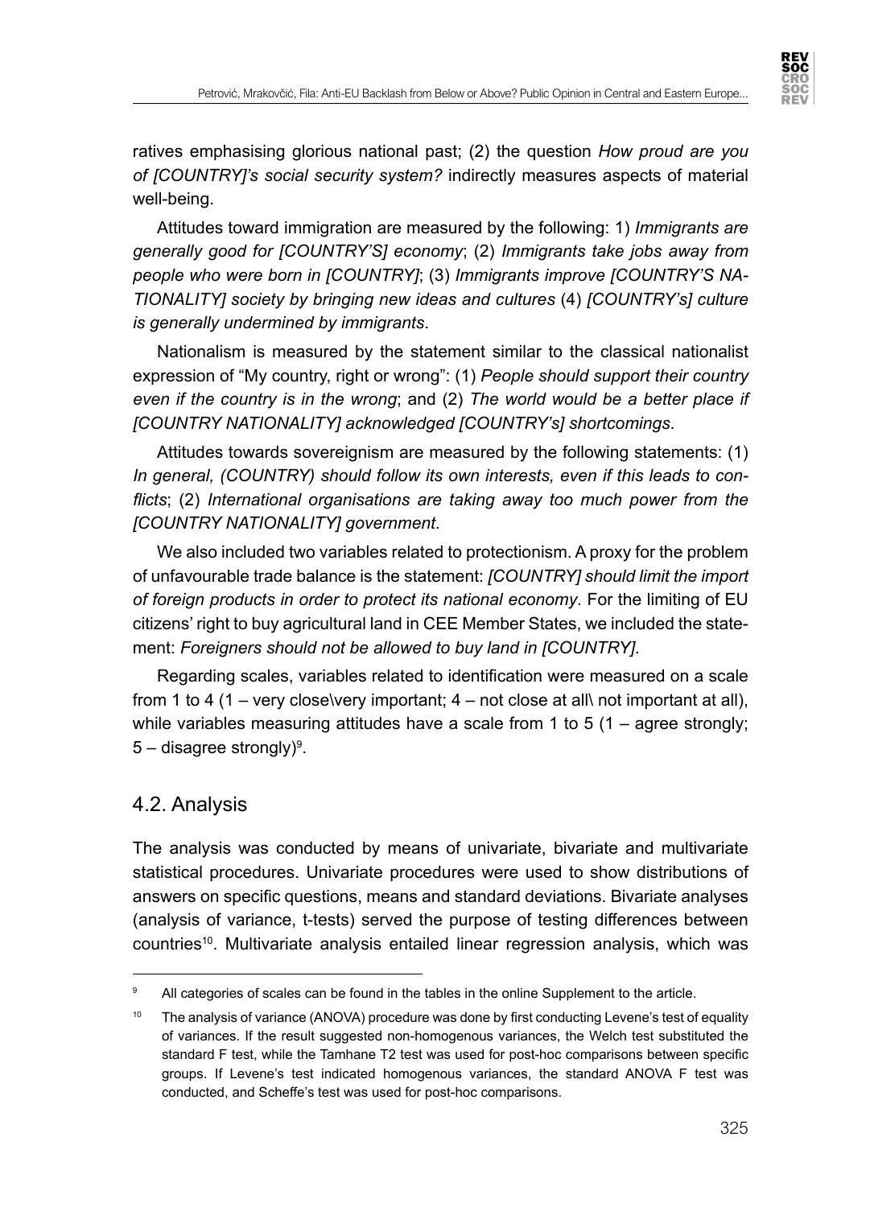ratives emphasising glorious national past; (2) the question *How proud are you of [COUNTRY]'s social security system?* indirectly measures aspects of material well-being.

Attitudes toward immigration are measured by the following: 1) *Immigrants are generally good for [COUNTRY'S] economy*; (2) *Immigrants take jobs away from people who were born in [COUNTRY]*; (3) *Immigrants improve [COUNTRY'S NATIONALITY] society by bringing new ideas and cultures* (4) *[COUNTRY's] culture is generally undermined by immigrants*.

Nationalism is measured by the statement similar to the classical nationalist expression of "My country, right or wrong": (1) *People should support their country even if the country is in the wrong*; and (2) *The world would be a better place if [COUNTRY NATIONALITY] acknowledged [COUNTRY's] shortcomings*.

Attitudes towards sovereignism are measured by the following statements: (1) *In general, (COUNTRY) should follow its own interests, even if this leads to conflicts*; (2) *International organisations are taking away too much power from the [COUNTRY NATIONALITY] government*.

We also included two variables related to protectionism. A proxy for the problem of unfavourable trade balance is the statement: *[COUNTRY] should limit the import of foreign products in order to protect its national economy*. For the limiting of EU citizens' right to buy agricultural land in CEE Member States, we included the statement: *Foreigners should not be allowed to buy land in [COUNTRY]*.

Regarding scales, variables related to identification were measured on a scale from 1 to 4 (1 – very close\very important; 4 – not close at all\ not important at all), while variables measuring attitudes have a scale from 1 to 5 (1 – agree strongly; 5 – disagree strongly)[9].

## 4.2. Analysis

The analysis was conducted by means of univariate, bivariate and multivariate statistical procedures. Univariate procedures were used to show distributions of answers on specific questions, means and standard deviations. Bivariate analyses (analysis of variance, t-tests) served the purpose of testing differences between countries[10]. Multivariate analysis entailed linear regression analysis, which was

---

[9] All categories of scales can be found in the tables in the online Supplement to the article.

[10] The analysis of variance (ANOVA) procedure was done by first conducting Levene's test of equality of variances. If the result suggested non-homogenous variances, the Welch test substituted the standard F test, while the Tamhane T2 test was used for post-hoc comparisons between specific groups. If Levene's test indicated homogenous variances, the standard ANOVA F test was conducted, and Scheffe's test was used for post-hoc comparisons.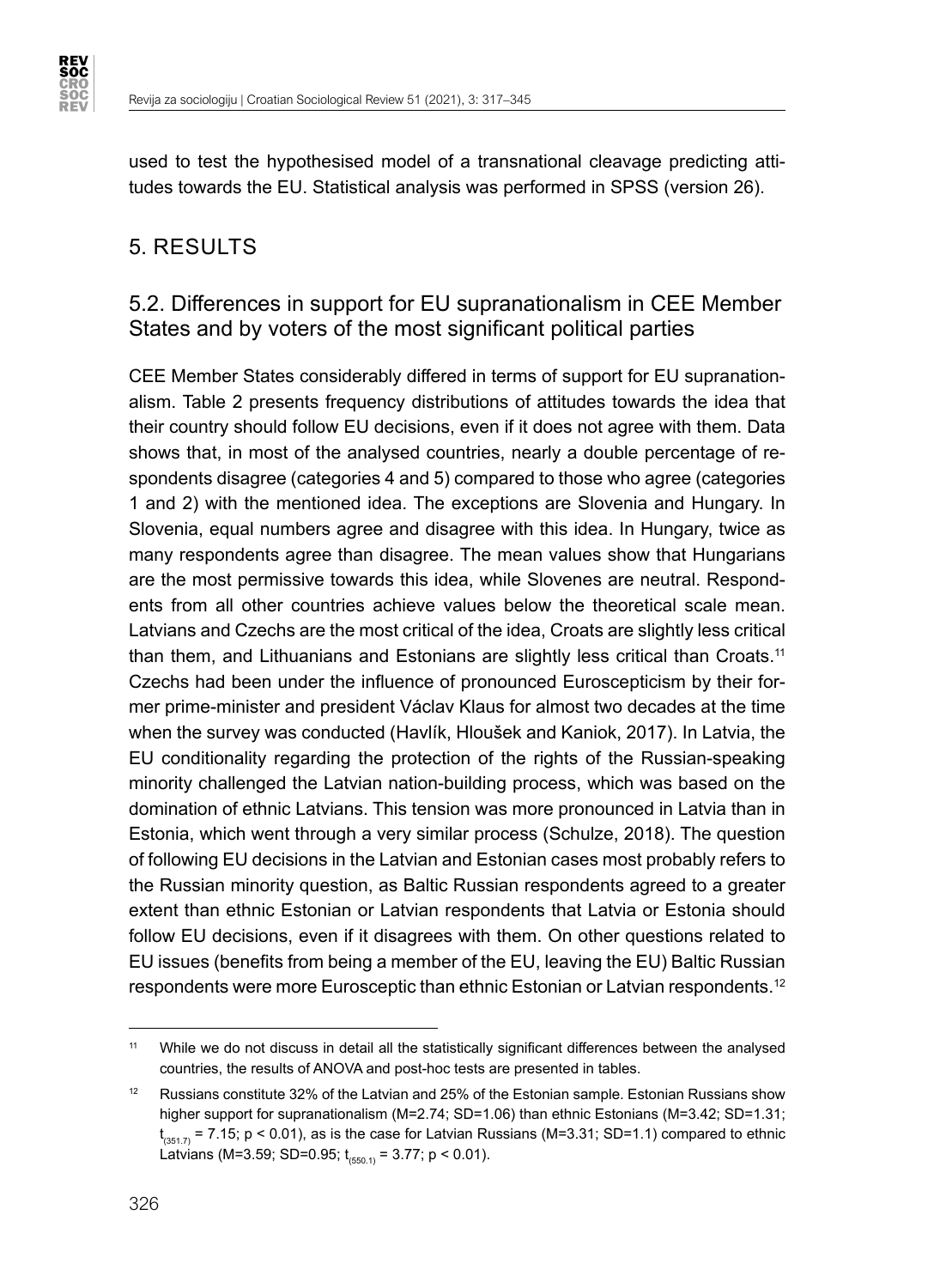used to test the hypothesised model of a transnational cleavage predicting attitudes towards the EU. Statistical analysis was performed in SPSS (version 26).

# 5. RESULTS

## 5.2. Differences in support for EU supranationalism in CEE Member States and by voters of the most significant political parties

CEE Member States considerably differed in terms of support for EU supranationalism. Table 2 presents frequency distributions of attitudes towards the idea that their country should follow EU decisions, even if it does not agree with them. Data shows that, in most of the analysed countries, nearly a double percentage of respondents disagree (categories 4 and 5) compared to those who agree (categories 1 and 2) with the mentioned idea. The exceptions are Slovenia and Hungary. In Slovenia, equal numbers agree and disagree with this idea. In Hungary, twice as many respondents agree than disagree. The mean values show that Hungarians are the most permissive towards this idea, while Slovenes are neutral. Respondents from all other countries achieve values below the theoretical scale mean. Latvians and Czechs are the most critical of the idea, Croats are slightly less critical than them, and Lithuanians and Estonians are slightly less critical than Croats.[11] Czechs had been under the influence of pronounced Euroscepticism by their former prime-minister and president Václav Klaus for almost two decades at the time when the survey was conducted (Havlík, Hloušek and Kaniok, 2017). In Latvia, the EU conditionality regarding the protection of the rights of the Russian-speaking minority challenged the Latvian nation-building process, which was based on the domination of ethnic Latvians. This tension was more pronounced in Latvia than in Estonia, which went through a very similar process (Schulze, 2018). The question of following EU decisions in the Latvian and Estonian cases most probably refers to the Russian minority question, as Baltic Russian respondents agreed to a greater extent than ethnic Estonian or Latvian respondents that Latvia or Estonia should follow EU decisions, even if it disagrees with them. On other questions related to EU issues (benefits from being a member of the EU, leaving the EU) Baltic Russian respondents were more Eurosceptic than ethnic Estonian or Latvian respondents.[12]

---

[11] While we do not discuss in detail all the statistically significant differences between the analysed countries, the results of ANOVA and post-hoc tests are presented in tables.

[12] Russians constitute 32% of the Latvian and 25% of the Estonian sample. Estonian Russians show higher support for supranationalism (M=2.74; SD=1.06) than ethnic Estonians (M=3.42; SD=1.31; $t_{(351.7)} = 7.15$; $p < 0.01$), as is the case for Latvian Russians (M=3.31; SD=1.1) compared to ethnic Latvians (M=3.59; SD=0.95; $t_{(550.1)} = 3.77$; $p < 0.01$).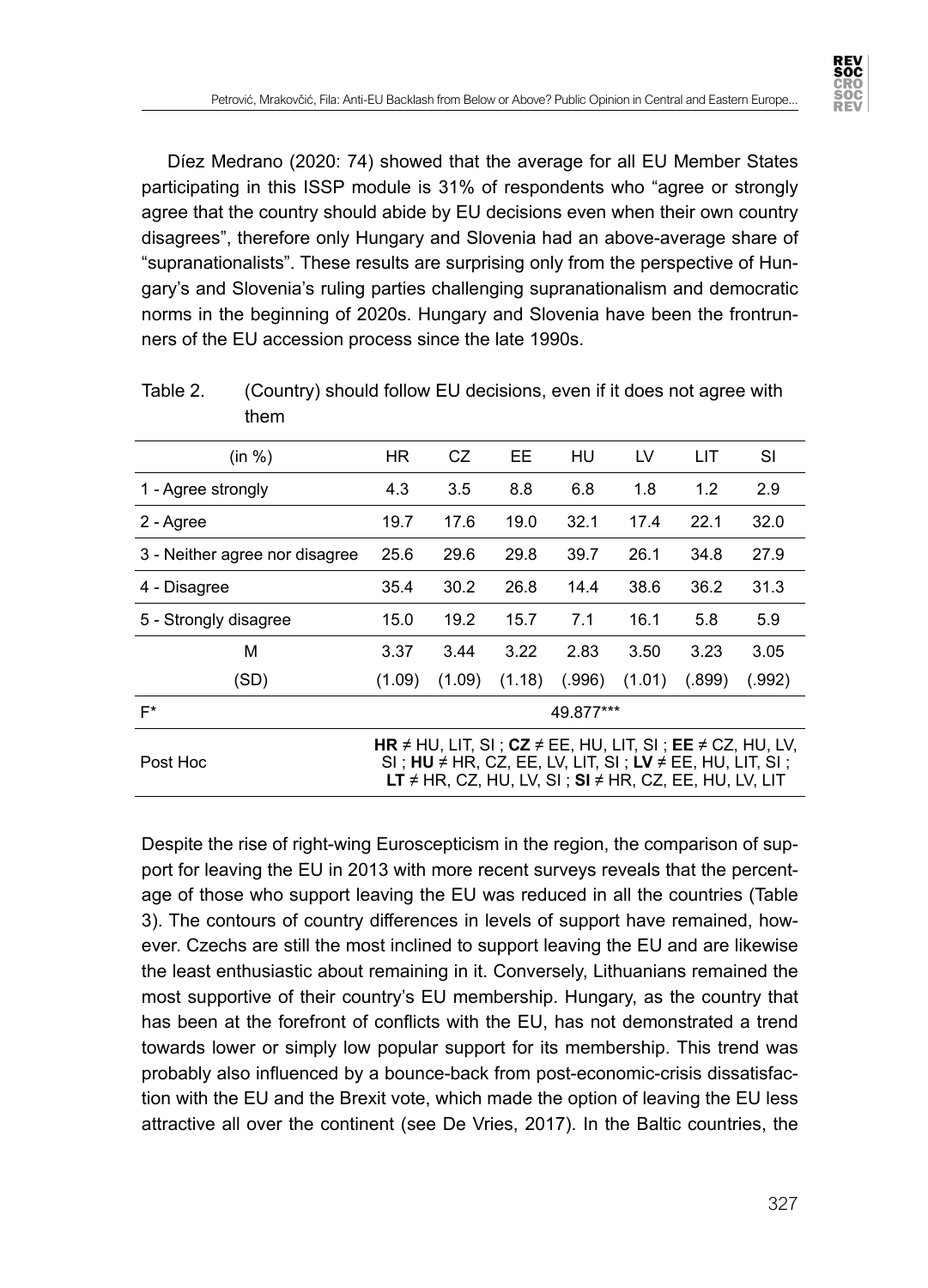Díez Medrano (2020: 74) showed that the average for all EU Member States participating in this ISSP module is 31% of respondents who “agree or strongly agree that the country should abide by EU decisions even when their own country disagrees”, therefore only Hungary and Slovenia had an above-average share of “supranationalists”. These results are surprising only from the perspective of Hungary’s and Slovenia’s ruling parties challenging supranationalism and democratic norms in the beginning of 2020s. Hungary and Slovenia have been the frontrunners of the EU accession process since the late 1990s.

Table 2. (Country) should follow EU decisions, even if it does not agree with them

| (in %) | HR | CZ | EE | HU | LV | LIT | SI |
|---|---|---|---|---|---|---|---|
| 1 - Agree strongly | 4.3 | 3.5 | 8.8 | 6.8 | 1.8 | 1.2 | 2.9 |
| 2 - Agree | 19.7 | 17.6 | 19.0 | 32.1 | 17.4 | 22.1 | 32.0 |
| 3 - Neither agree nor disagree | 25.6 | 29.6 | 29.8 | 39.7 | 26.1 | 34.8 | 27.9 |
| 4 - Disagree | 35.4 | 30.2 | 26.8 | 14.4 | 38.6 | 36.2 | 31.3 |
| 5 - Strongly disagree | 15.0 | 19.2 | 15.7 | 7.1 | 16.1 | 5.8 | 5.9 |
| M | 3.37 | 3.44 | 3.22 | 2.83 | 3.50 | 3.23 | 3.05 |
| (SD) | (1.09) | (1.09) | (1.18) | (.996) | (1.01) | (.899) | (.992) |
| F* | 49.877*** | | | | | | |
| Post Hoc | **HR** ≠ HU, LIT, SI ; **CZ** ≠ EE, HU, LIT, SI ; **EE** ≠ CZ, HU, LV, SI ; **HU** ≠ HR, CZ, EE, LV, LIT, SI ; **LV** ≠ EE, HU, LIT, SI ; **LT** ≠ HR, CZ, HU, LV, SI ; **SI** ≠ HR, CZ, EE, HU, LV, LIT | | | | | | |

Despite the rise of right-wing Euroscepticism in the region, the comparison of support for leaving the EU in 2013 with more recent surveys reveals that the percentage of those who support leaving the EU was reduced in all the countries (Table 3). The contours of country differences in levels of support have remained, however. Czechs are still the most inclined to support leaving the EU and are likewise the least enthusiastic about remaining in it. Conversely, Lithuanians remained the most supportive of their country’s EU membership. Hungary, as the country that has been at the forefront of conflicts with the EU, has not demonstrated a trend towards lower or simply low popular support for its membership. This trend was probably also influenced by a bounce-back from post-economic-crisis dissatisfaction with the EU and the Brexit vote, which made the option of leaving the EU less attractive all over the continent (see De Vries, 2017). In the Baltic countries, the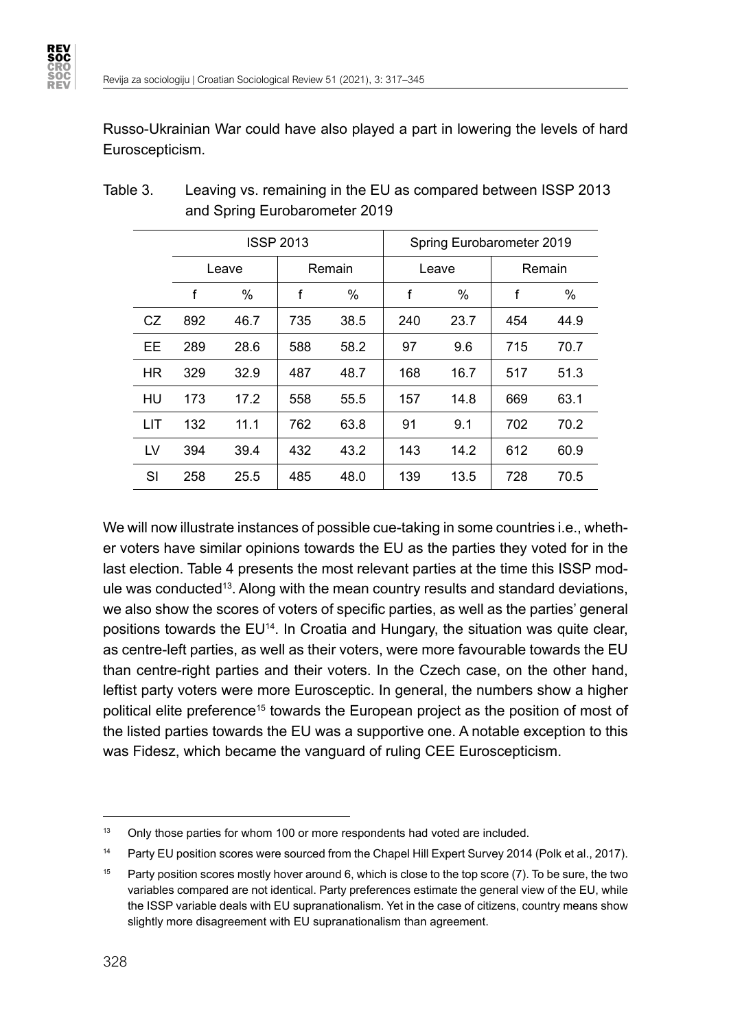Russo-Ukrainian War could have also played a part in lowering the levels of hard Euroscepticism.

Table 3. Leaving vs. remaining in the EU as compared between ISSP 2013 and Spring Eurobarometer 2019

| | ISSP 2013 | | | | Spring Eurobarometer 2019 | | | |
|---|---|---|---|---|---|---|---|---|
| | Leave | | Remain | | Leave | | Remain | |
| | f | % | f | % | f | % | f | % |
| CZ | 892 | 46.7 | 735 | 38.5 | 240 | 23.7 | 454 | 44.9 |
| EE | 289 | 28.6 | 588 | 58.2 | 97 | 9.6 | 715 | 70.7 |
| HR | 329 | 32.9 | 487 | 48.7 | 168 | 16.7 | 517 | 51.3 |
| HU | 173 | 17.2 | 558 | 55.5 | 157 | 14.8 | 669 | 63.1 |
| LIT | 132 | 11.1 | 762 | 63.8 | 91 | 9.1 | 702 | 70.2 |
| LV | 394 | 39.4 | 432 | 43.2 | 143 | 14.2 | 612 | 60.9 |
| SI | 258 | 25.5 | 485 | 48.0 | 139 | 13.5 | 728 | 70.5 |

We will now illustrate instances of possible cue-taking in some countries i.e., whether voters have similar opinions towards the EU as the parties they voted for in the last election. Table 4 presents the most relevant parties at the time this ISSP module was conducted[13]. Along with the mean country results and standard deviations, we also show the scores of voters of specific parties, as well as the parties' general positions towards the EU[14]. In Croatia and Hungary, the situation was quite clear, as centre-left parties, as well as their voters, were more favourable towards the EU than centre-right parties and their voters. In the Czech case, on the other hand, leftist party voters were more Eurosceptic. In general, the numbers show a higher political elite preference[15] towards the European project as the position of most of the listed parties towards the EU was a supportive one. A notable exception to this was Fidesz, which became the vanguard of ruling CEE Euroscepticism.

[13] Only those parties for whom 100 or more respondents had voted are included.

[14] Party EU position scores were sourced from the Chapel Hill Expert Survey 2014 (Polk et al., 2017).

[15] Party position scores mostly hover around 6, which is close to the top score (7). To be sure, the two variables compared are not identical. Party preferences estimate the general view of the EU, while the ISSP variable deals with EU supranationalism. Yet in the case of citizens, country means show slightly more disagreement with EU supranationalism than agreement.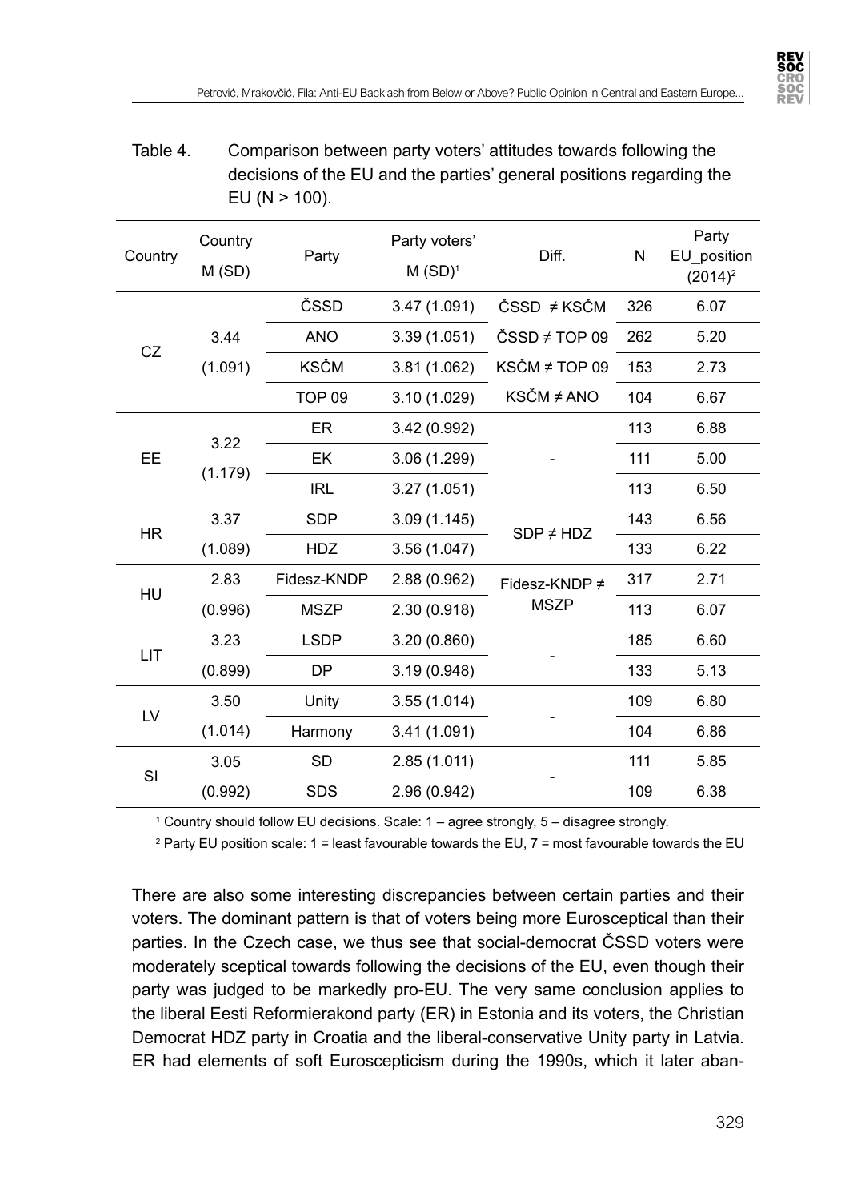Table 4. Comparison between party voters' attitudes towards following the decisions of the EU and the parties' general positions regarding the EU (N > 100).

| Country | Country M (SD) | Party | Party voters' M (SD)[1] | Diff. | N | Party EU_position (2014)[2] |
|---|---|---|---|---|---|---|
| CZ | 3.44 (1.091) | ČSSD | 3.47 (1.091) | ČSSD ≠ KSČM | 326 | 6.07 |
| | | ANO | 3.39 (1.051) | ČSSD ≠ TOP 09 | 262 | 5.20 |
| | | KSČM | 3.81 (1.062) | KSČM ≠ TOP 09 | 153 | 2.73 |
| | | TOP 09 | 3.10 (1.029) | KSČM ≠ ANO | 104 | 6.67 |
| EE | 3.22 (1.179) | ER | 3.42 (0.992) | - | 113 | 6.88 |
| | | EK | 3.06 (1.299) | | 111 | 5.00 |
| | | IRL | 3.27 (1.051) | | 113 | 6.50 |
| HR | 3.37 (1.089) | SDP | 3.09 (1.145) | SDP ≠ HDZ | 143 | 6.56 |
| | | HDZ | 3.56 (1.047) | | 133 | 6.22 |
| HU | 2.83 (0.996) | Fidesz-KNDP | 2.88 (0.962) | Fidesz-KNDP ≠ MSZP | 317 | 2.71 |
| | | MSZP | 2.30 (0.918) | | 113 | 6.07 |
| LIT | 3.23 (0.899) | LSDP | 3.20 (0.860) | - | 185 | 6.60 |
| | | DP | 3.19 (0.948) | | 133 | 5.13 |
| LV | 3.50 (1.014) | Unity | 3.55 (1.014) | - | 109 | 6.80 |
| | | Harmony | 3.41 (1.091) | | 104 | 6.86 |
| SI | 3.05 (0.992) | SD | 2.85 (1.011) | - | 111 | 5.85 |
| | | SDS | 2.96 (0.942) | | 109 | 6.38 |

[1] Country should follow EU decisions. Scale: 1 – agree strongly, 5 – disagree strongly.

[2] Party EU position scale: 1 = least favourable towards the EU, 7 = most favourable towards the EU

There are also some interesting discrepancies between certain parties and their voters. The dominant pattern is that of voters being more Eurosceptical than their parties. In the Czech case, we thus see that social-democrat ČSSD voters were moderately sceptical towards following the decisions of the EU, even though their party was judged to be markedly pro-EU. The very same conclusion applies to the liberal Eesti Reformierakond party (ER) in Estonia and its voters, the Christian Democrat HDZ party in Croatia and the liberal-conservative Unity party in Latvia. ER had elements of soft Euroscepticism during the 1990s, which it later aban-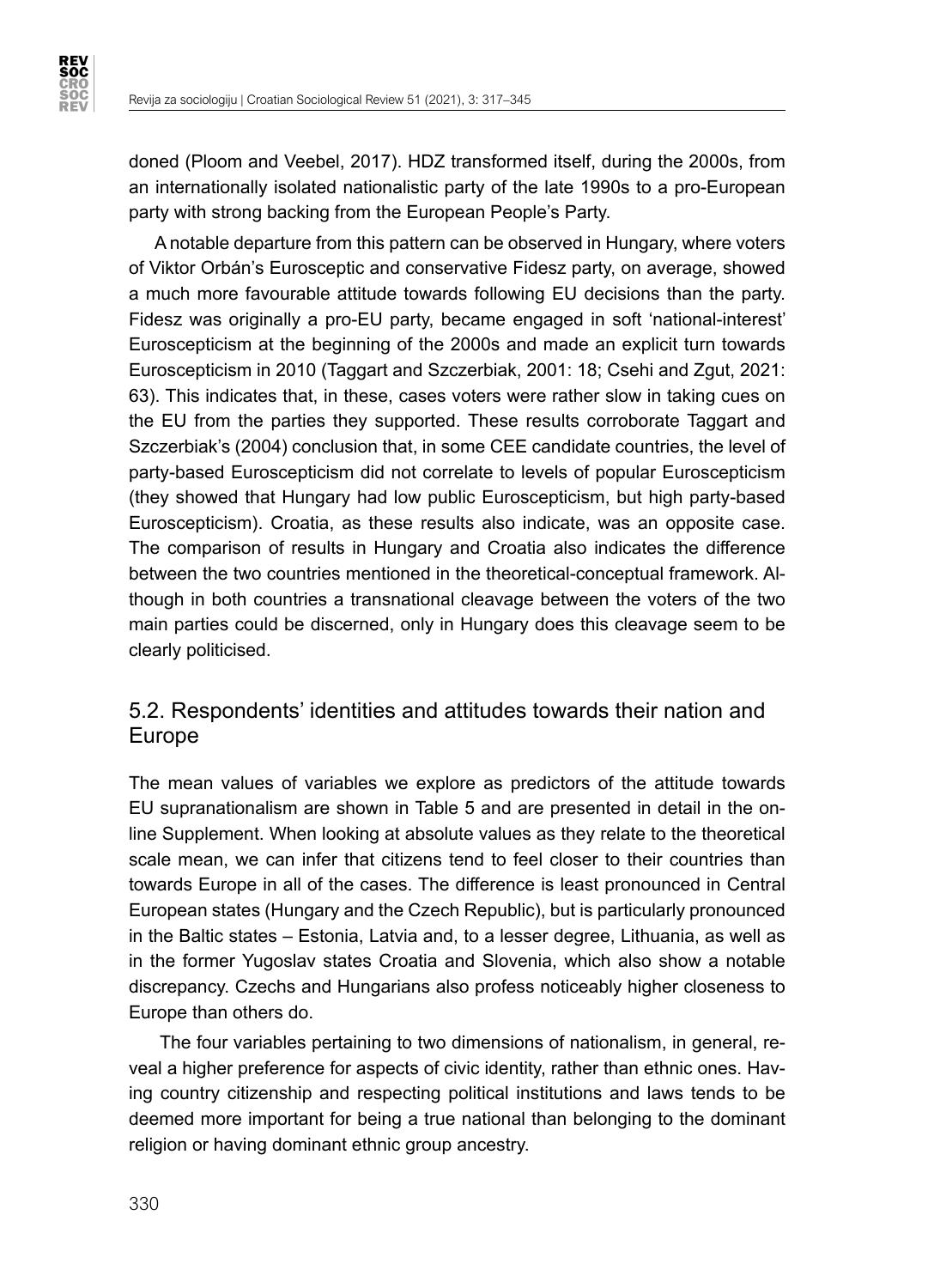doned (Ploom and Veebel, 2017). HDZ transformed itself, during the 2000s, from an internationally isolated nationalistic party of the late 1990s to a pro-European party with strong backing from the European People's Party.

A notable departure from this pattern can be observed in Hungary, where voters of Viktor Orbán's Eurosceptic and conservative Fidesz party, on average, showed a much more favourable attitude towards following EU decisions than the party. Fidesz was originally a pro-EU party, became engaged in soft 'national-interest' Euroscepticism at the beginning of the 2000s and made an explicit turn towards Euroscepticism in 2010 (Taggart and Szczerbiak, 2001: 18; Csehi and Zgut, 2021: 63). This indicates that, in these, cases voters were rather slow in taking cues on the EU from the parties they supported. These results corroborate Taggart and Szczerbiak's (2004) conclusion that, in some CEE candidate countries, the level of party-based Euroscepticism did not correlate to levels of popular Euroscepticism (they showed that Hungary had low public Euroscepticism, but high party-based Euroscepticism). Croatia, as these results also indicate, was an opposite case. The comparison of results in Hungary and Croatia also indicates the difference between the two countries mentioned in the theoretical-conceptual framework. Although in both countries a transnational cleavage between the voters of the two main parties could be discerned, only in Hungary does this cleavage seem to be clearly politicised.

## 5.2. Respondents' identities and attitudes towards their nation and Europe

The mean values of variables we explore as predictors of the attitude towards EU supranationalism are shown in Table 5 and are presented in detail in the online Supplement. When looking at absolute values as they relate to the theoretical scale mean, we can infer that citizens tend to feel closer to their countries than towards Europe in all of the cases. The difference is least pronounced in Central European states (Hungary and the Czech Republic), but is particularly pronounced in the Baltic states – Estonia, Latvia and, to a lesser degree, Lithuania, as well as in the former Yugoslav states Croatia and Slovenia, which also show a notable discrepancy. Czechs and Hungarians also profess noticeably higher closeness to Europe than others do.

The four variables pertaining to two dimensions of nationalism, in general, reveal a higher preference for aspects of civic identity, rather than ethnic ones. Having country citizenship and respecting political institutions and laws tends to be deemed more important for being a true national than belonging to the dominant religion or having dominant ethnic group ancestry.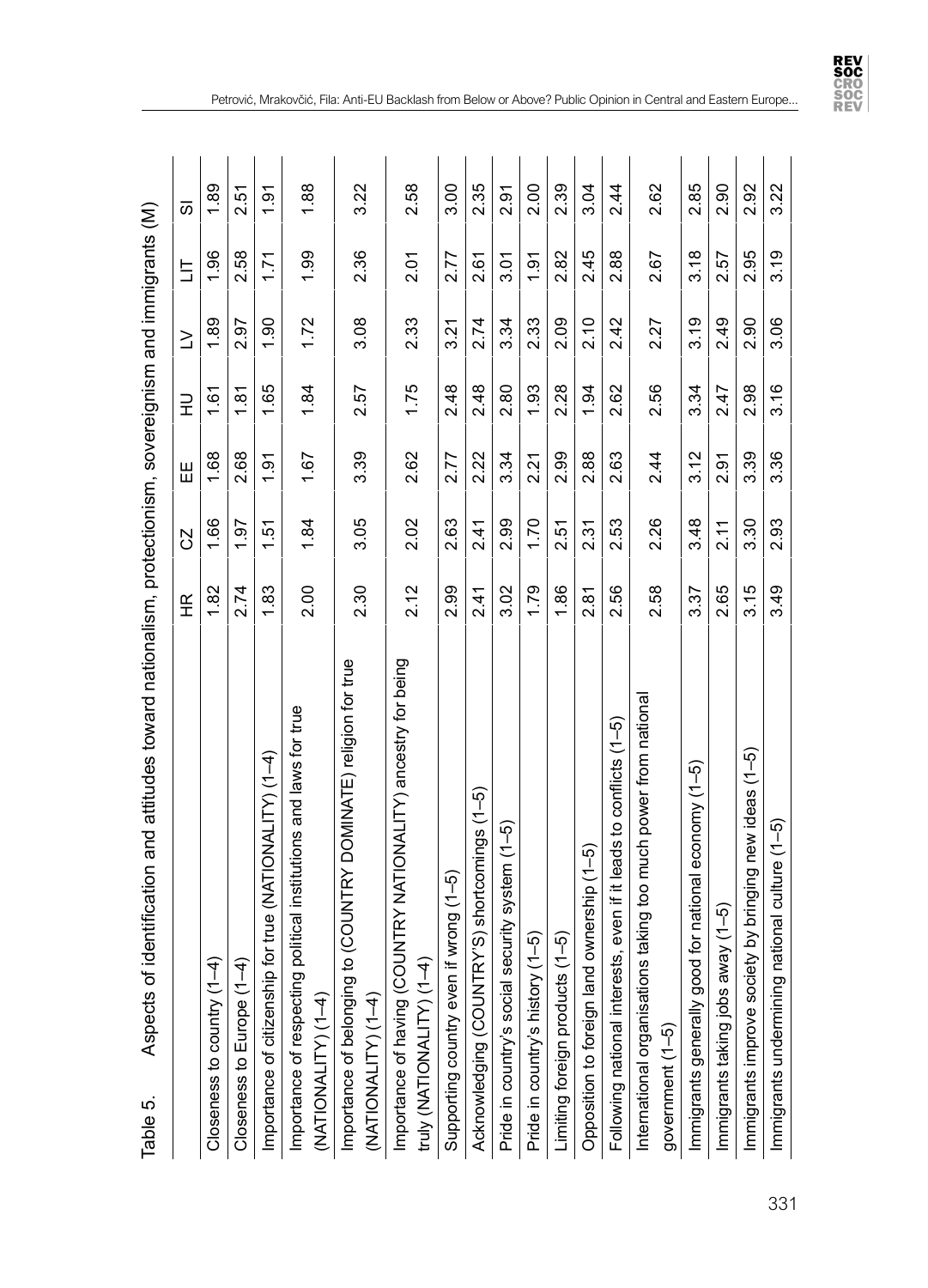Table 5. Aspects of identification and attitudes toward nationalism, protectionism, sovereignism and immigrants (M)

| | HR | CZ | EE | HU | LV | LIT | SI |
|---|---|---|---|---|---|---|---|
| Closeness to country (1–4) | 1.82 | 1.66 | 1.68 | 1.61 | 1.89 | 1.96 | 1.89 |
| Closeness to Europe (1–4) | 2.74 | 1.97 | 2.68 | 1.81 | 2.97 | 2.58 | 2.51 |
| Importance of citizenship for true (NATIONALITY) (1–4) | 1.83 | 1.51 | 1.91 | 1.65 | 1.90 | 1.71 | 1.91 |
| Importance of respecting political institutions and laws for true (NATIONALITY) (1–4) | 2.00 | 1.84 | 1.67 | 1.84 | 1.72 | 1.99 | 1.88 |
| Importance of belonging to (COUNTRY DOMINATE) religion for true (NATIONALITY) (1–4) | 2.30 | 3.05 | 3.39 | 2.57 | 3.08 | 2.36 | 3.22 |
| Importance of having (COUNTRY NATIONALITY) ancestry for being truly (NATIONALITY) (1–4) | 2.12 | 2.02 | 2.62 | 1.75 | 2.33 | 2.01 | 2.58 |
| Supporting country even if wrong (1–5) | 2.99 | 2.63 | 2.77 | 2.48 | 3.21 | 2.77 | 3.00 |
| Acknowledging (COUNTRY'S) shortcomings (1–5) | 2.41 | 2.41 | 2.22 | 2.48 | 2.74 | 2.61 | 2.35 |
| Pride in country's social security system (1–5) | 3.02 | 2.99 | 3.34 | 2.80 | 3.34 | 3.01 | 2.91 |
| Pride in country's history (1–5) | 1.79 | 1.70 | 2.21 | 1.93 | 2.33 | 1.91 | 2.00 |
| Limiting foreign products (1–5) | 1.86 | 2.51 | 2.99 | 2.28 | 2.09 | 2.82 | 2.39 |
| Opposition to foreign land ownership (1–5) | 2.81 | 2.31 | 2.88 | 1.94 | 2.10 | 2.45 | 3.04 |
| Following national interests, even if it leads to conflicts (1–5) | 2.56 | 2.53 | 2.63 | 2.62 | 2.42 | 2.88 | 2.44 |
| International organisations taking too much power from national government (1–5) | 2.58 | 2.26 | 2.44 | 2.56 | 2.27 | 2.67 | 2.62 |
| Immigrants generally good for national economy (1–5) | 3.37 | 3.48 | 3.12 | 3.34 | 3.19 | 3.18 | 2.85 |
| Immigrants taking jobs away (1–5) | 2.65 | 2.11 | 2.91 | 2.47 | 2.49 | 2.57 | 2.90 |
| Immigrants improve society by bringing new ideas (1–5) | 3.15 | 3.30 | 3.39 | 2.98 | 2.90 | 2.95 | 2.92 |
| Immigrants undermining national culture (1–5) | 3.49 | 2.93 | 3.36 | 3.16 | 3.06 | 3.19 | 3.22 |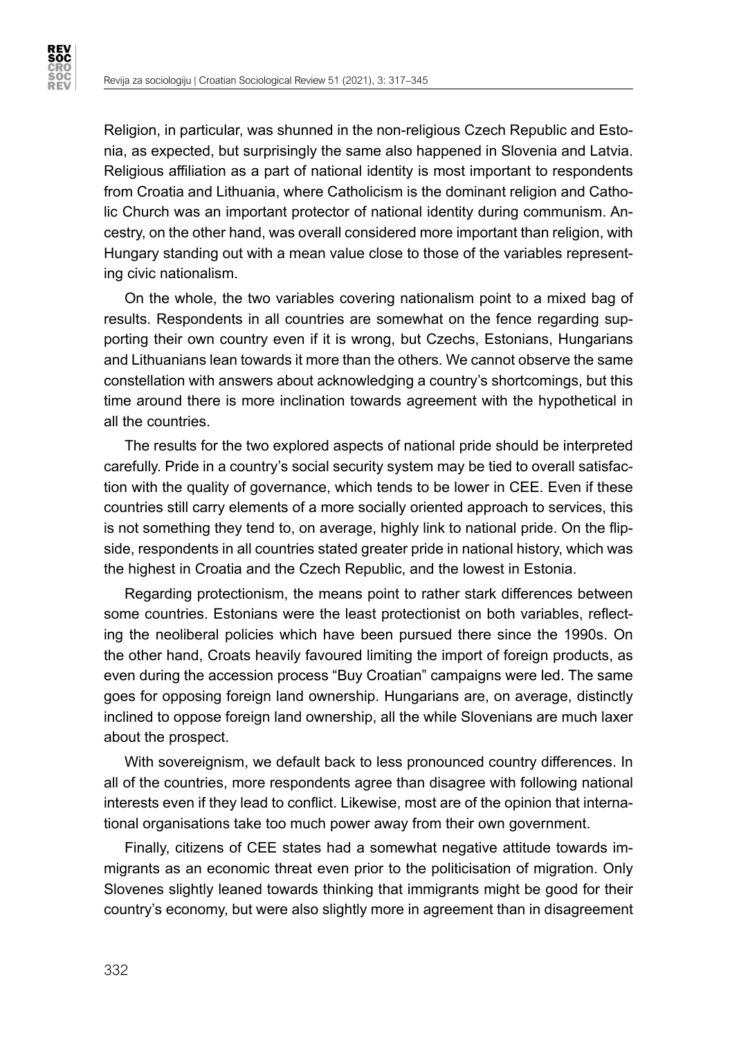Religion, in particular, was shunned in the non-religious Czech Republic and Estonia, as expected, but surprisingly the same also happened in Slovenia and Latvia. Religious affiliation as a part of national identity is most important to respondents from Croatia and Lithuania, where Catholicism is the dominant religion and Catholic Church was an important protector of national identity during communism. Ancestry, on the other hand, was overall considered more important than religion, with Hungary standing out with a mean value close to those of the variables representing civic nationalism.

On the whole, the two variables covering nationalism point to a mixed bag of results. Respondents in all countries are somewhat on the fence regarding supporting their own country even if it is wrong, but Czechs, Estonians, Hungarians and Lithuanians lean towards it more than the others. We cannot observe the same constellation with answers about acknowledging a country's shortcomings, but this time around there is more inclination towards agreement with the hypothetical in all the countries.

The results for the two explored aspects of national pride should be interpreted carefully. Pride in a country's social security system may be tied to overall satisfaction with the quality of governance, which tends to be lower in CEE. Even if these countries still carry elements of a more socially oriented approach to services, this is not something they tend to, on average, highly link to national pride. On the flipside, respondents in all countries stated greater pride in national history, which was the highest in Croatia and the Czech Republic, and the lowest in Estonia.

Regarding protectionism, the means point to rather stark differences between some countries. Estonians were the least protectionist on both variables, reflecting the neoliberal policies which have been pursued there since the 1990s. On the other hand, Croats heavily favoured limiting the import of foreign products, as even during the accession process "Buy Croatian" campaigns were led. The same goes for opposing foreign land ownership. Hungarians are, on average, distinctly inclined to oppose foreign land ownership, all the while Slovenians are much laxer about the prospect.

With sovereignism, we default back to less pronounced country differences. In all of the countries, more respondents agree than disagree with following national interests even if they lead to conflict. Likewise, most are of the opinion that international organisations take too much power away from their own government.

Finally, citizens of CEE states had a somewhat negative attitude towards immigrants as an economic threat even prior to the politicisation of migration. Only Slovenes slightly leaned towards thinking that immigrants might be good for their country's economy, but were also slightly more in agreement than in disagreement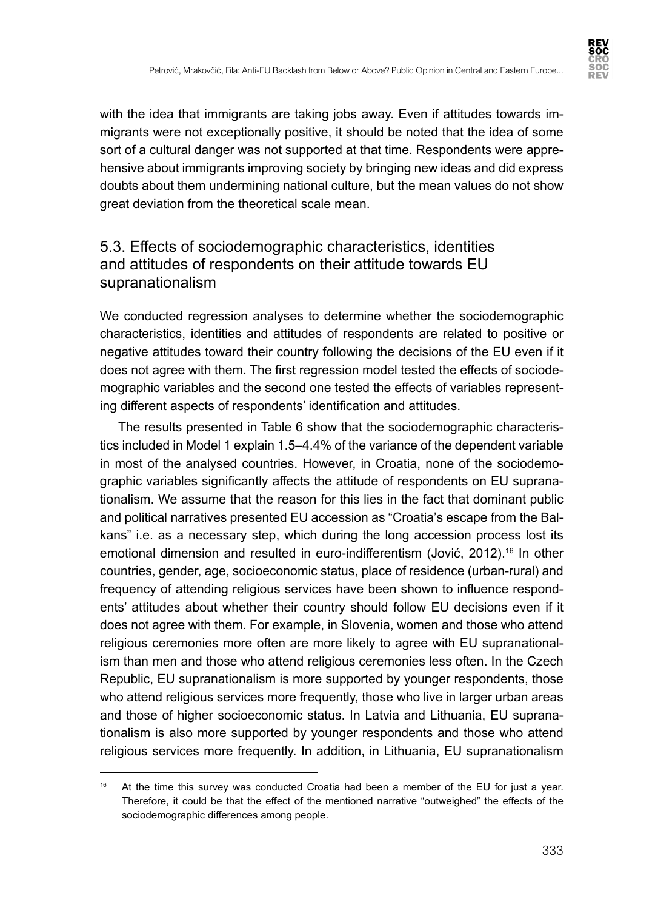with the idea that immigrants are taking jobs away. Even if attitudes towards immigrants were not exceptionally positive, it should be noted that the idea of some sort of a cultural danger was not supported at that time. Respondents were apprehensive about immigrants improving society by bringing new ideas and did express doubts about them undermining national culture, but the mean values do not show great deviation from the theoretical scale mean.

### 5.3. Effects of sociodemographic characteristics, identities and attitudes of respondents on their attitude towards EU supranationalism

We conducted regression analyses to determine whether the sociodemographic characteristics, identities and attitudes of respondents are related to positive or negative attitudes toward their country following the decisions of the EU even if it does not agree with them. The first regression model tested the effects of sociodemographic variables and the second one tested the effects of variables representing different aspects of respondents' identification and attitudes.

The results presented in Table 6 show that the sociodemographic characteristics included in Model 1 explain 1.5–4.4% of the variance of the dependent variable in most of the analysed countries. However, in Croatia, none of the sociodemographic variables significantly affects the attitude of respondents on EU supranationalism. We assume that the reason for this lies in the fact that dominant public and political narratives presented EU accession as "Croatia's escape from the Balkans" i.e. as a necessary step, which during the long accession process lost its emotional dimension and resulted in euro-indifferentism (Jović, 2012).[16] In other countries, gender, age, socioeconomic status, place of residence (urban-rural) and frequency of attending religious services have been shown to influence respondents' attitudes about whether their country should follow EU decisions even if it does not agree with them. For example, in Slovenia, women and those who attend religious ceremonies more often are more likely to agree with EU supranationalism than men and those who attend religious ceremonies less often. In the Czech Republic, EU supranationalism is more supported by younger respondents, those who attend religious services more frequently, those who live in larger urban areas and those of higher socioeconomic status. In Latvia and Lithuania, EU supranationalism is also more supported by younger respondents and those who attend religious services more frequently. In addition, in Lithuania, EU supranationalism

[16] At the time this survey was conducted Croatia had been a member of the EU for just a year. Therefore, it could be that the effect of the mentioned narrative "outweighed" the effects of the sociodemographic differences among people.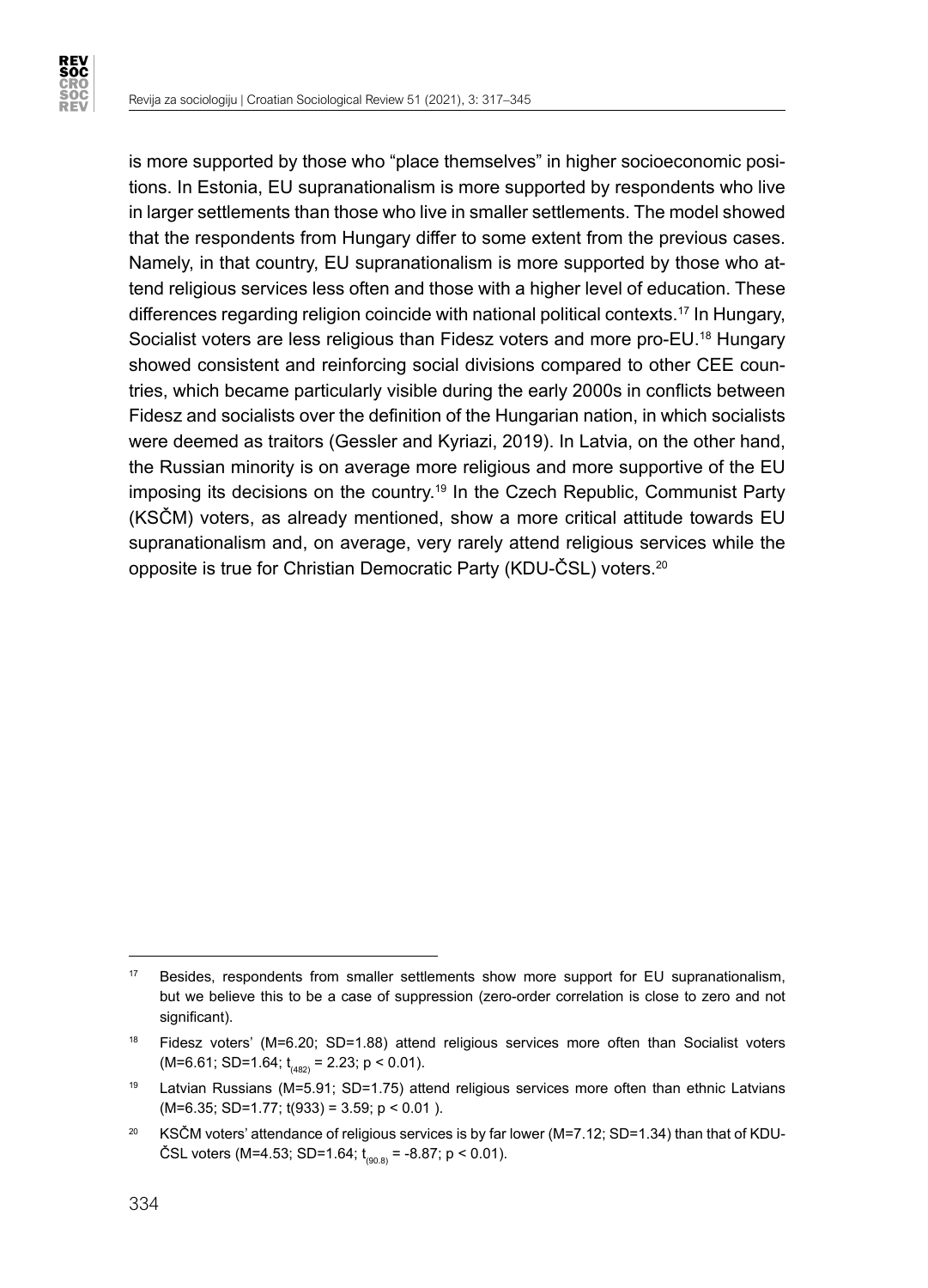is more supported by those who "place themselves" in higher socioeconomic positions. In Estonia, EU supranationalism is more supported by respondents who live in larger settlements than those who live in smaller settlements. The model showed that the respondents from Hungary differ to some extent from the previous cases. Namely, in that country, EU supranationalism is more supported by those who attend religious services less often and those with a higher level of education. These differences regarding religion coincide with national political contexts.[17] In Hungary, Socialist voters are less religious than Fidesz voters and more pro-EU.[18] Hungary showed consistent and reinforcing social divisions compared to other CEE countries, which became particularly visible during the early 2000s in conflicts between Fidesz and socialists over the definition of the Hungarian nation, in which socialists were deemed as traitors (Gessler and Kyriazi, 2019). In Latvia, on the other hand, the Russian minority is on average more religious and more supportive of the EU imposing its decisions on the country.[19] In the Czech Republic, Communist Party (KSČM) voters, as already mentioned, show a more critical attitude towards EU supranationalism and, on average, very rarely attend religious services while the opposite is true for Christian Democratic Party (KDU-ČSL) voters.[20]

---

[17] Besides, respondents from smaller settlements show more support for EU supranationalism, but we believe this to be a case of suppression (zero-order correlation is close to zero and not significant).

[18] Fidesz voters' (M=6.20; SD=1.88) attend religious services more often than Socialist voters (M=6.61; SD=1.64; $t_{(482)} = 2.23$; $p < 0.01$).

[19] Latvian Russians (M=5.91; SD=1.75) attend religious services more often than ethnic Latvians (M=6.35; SD=1.77; $t(933) = 3.59$; $p < 0.01$ ).

[20] KSČM voters' attendance of religious services is by far lower (M=7.12; SD=1.34) than that of KDU-ČSL voters (M=4.53; SD=1.64; $t_{(90.8)} = -8.87$; $p < 0.01$).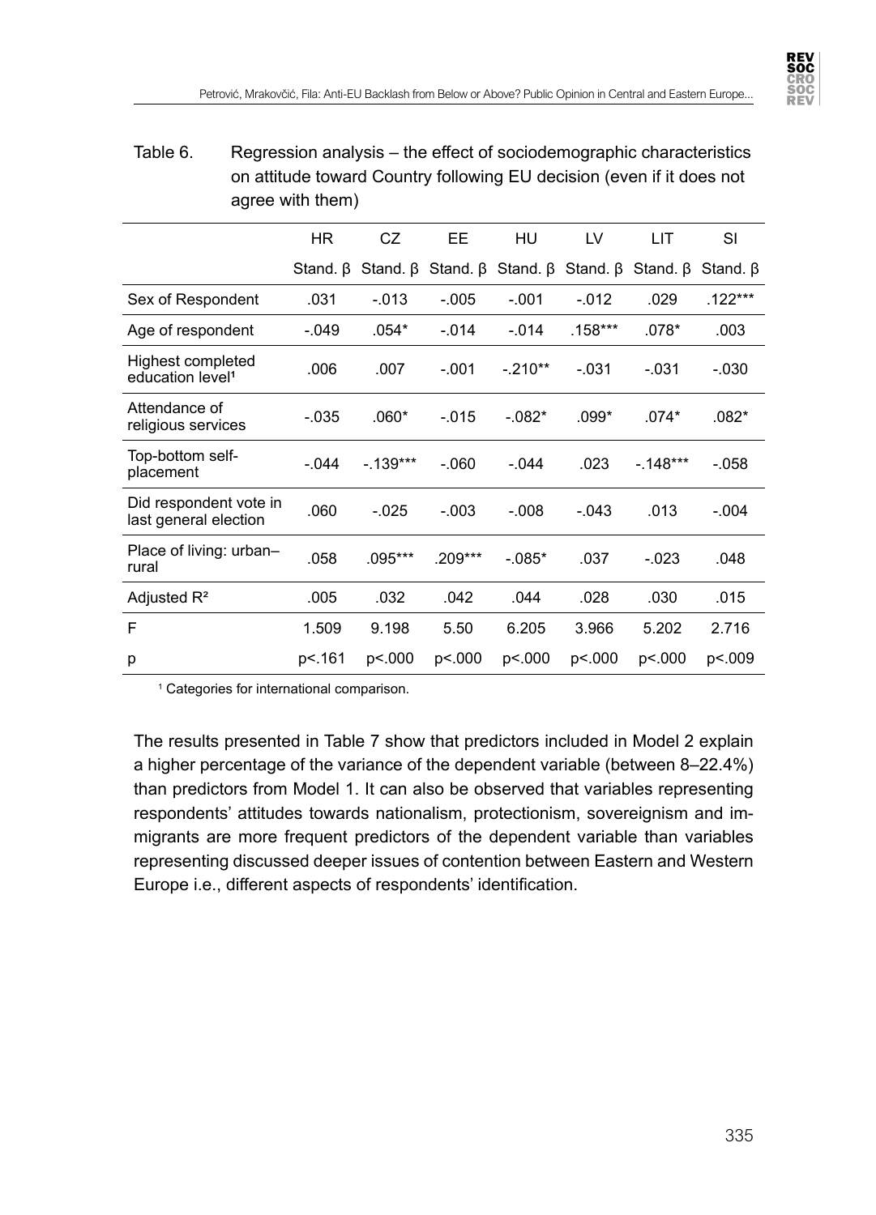Table 6. Regression analysis – the effect of sociodemographic characteristics on attitude toward Country following EU decision (even if it does not agree with them)

| | HR | CZ | EE | HU | LV | LIT | SI |
|---|---|---|---|---|---|---|---|
| | Stand. β | Stand. β | Stand. β | Stand. β | Stand. β | Stand. β | Stand. β |
| Sex of Respondent | .031 | -.013 | -.005 | -.001 | -.012 | .029 | .122*** |
| Age of respondent | -.049 | .054* | -.014 | -.014 | .158*** | .078* | .003 |
| Highest completed education level[1] | .006 | .007 | -.001 | -.210** | -.031 | -.031 | -.030 |
| Attendance of religious services | -.035 | .060* | -.015 | -.082* | .099* | .074* | .082* |
| Top-bottom self-placement | -.044 | -.139*** | -.060 | -.044 | .023 | -.148*** | -.058 |
| Did respondent vote in last general election | .060 | -.025 | -.003 | -.008 | -.043 | .013 | -.004 |
| Place of living: urban–rural | .058 | .095*** | .209*** | -.085* | .037 | -.023 | .048 |
| Adjusted $R^2$ | .005 | .032 | .042 | .044 | .028 | .030 | .015 |
| F | 1.509 | 9.198 | 5.50 | 6.205 | 3.966 | 5.202 | 2.716 |
| p | p<.161 | p<.000 | p<.000 | p<.000 | p<.000 | p<.000 | p<.009 |

[1] Categories for international comparison.

The results presented in Table 7 show that predictors included in Model 2 explain a higher percentage of the variance of the dependent variable (between 8–22.4%) than predictors from Model 1. It can also be observed that variables representing respondents' attitudes towards nationalism, protectionism, sovereignism and immigrants are more frequent predictors of the dependent variable than variables representing discussed deeper issues of contention between Eastern and Western Europe i.e., different aspects of respondents' identification.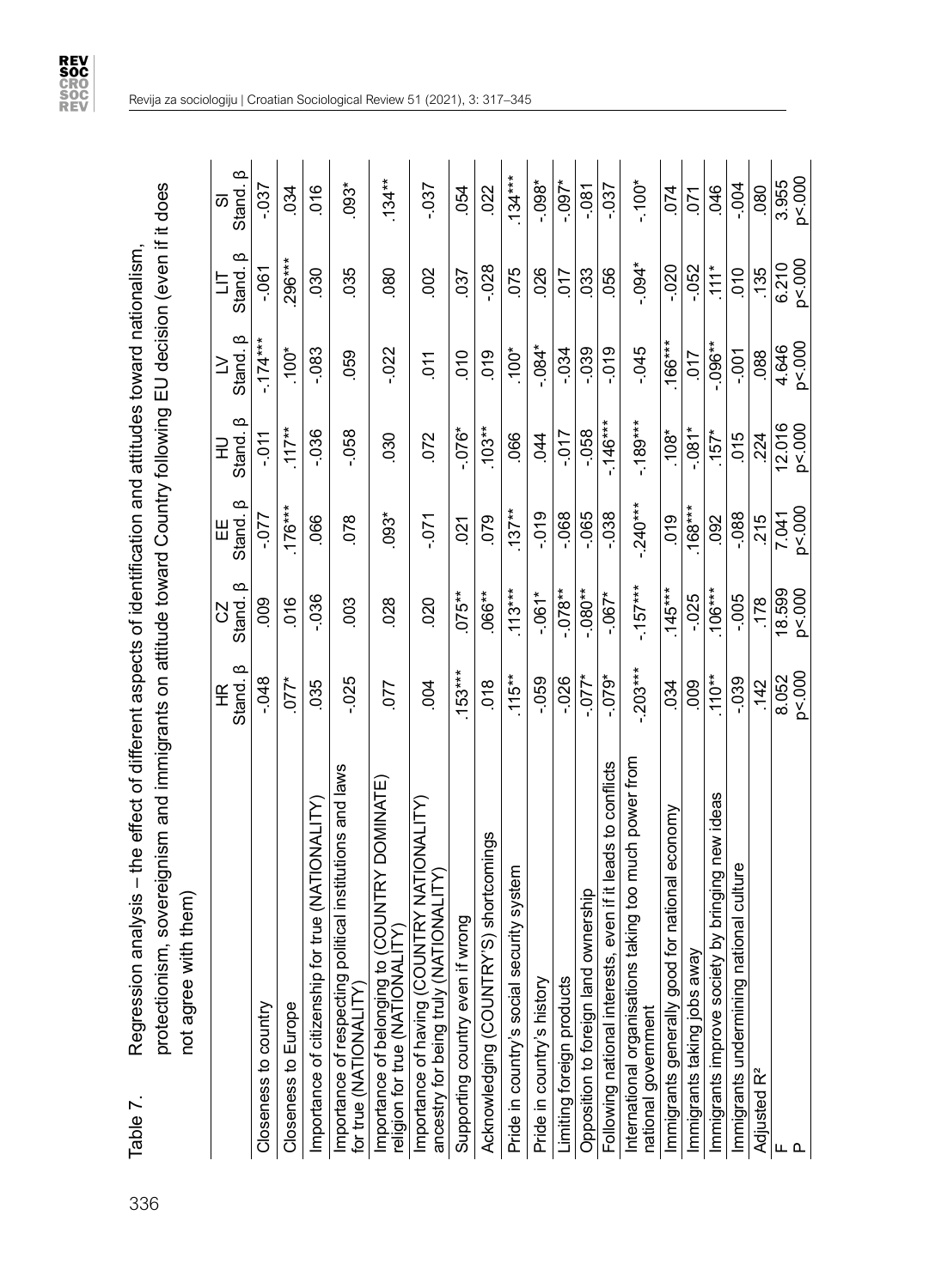Table 7. Regression analysis – the effect of different aspects of identification and attitudes toward nationalism, protectionism, sovereignism and immigrants on attitude toward Country following EU decision (even if it does not agree with them)

| | HR Stand. β | CZ Stand. β | EE Stand. β | HU Stand. β | LV Stand. β | LT Stand. β | SI Stand. β |
|---|---|---|---|---|---|---|---|
| Closeness to country | -.048 | .009 | -.077 | -.011 | -.174*** | -.061 | -.037 |
| Closeness to Europe | .077* | .016 | .176*** | .117** | .100* | .296*** | .034 |
| Importance of citizenship for true (NATIONALITY) | .035 | -.036 | .066 | -.036 | -.083 | .030 | .016 |
| Importance of respecting political institutions and laws for true (NATIONALITY) | -.025 | .003 | .078 | -.058 | .059 | .035 | .093* |
| Importance of belonging to (COUNTRY DOMINATE) religion for true (NATIONALITY) | .077 | .028 | .093* | .030 | -.022 | .080 | .134** |
| Importance of having (COUNTRY NATIONALITY) ancestry for being truly (NATIONALITY) | .004 | .020 | -.071 | .072 | .011 | .002 | -.037 |
| Supporting country even if wrong | .153*** | .075** | .021 | -.076* | .010 | .037 | .054 |
| Acknowledging (COUNTRY'S) shortcomings | .018 | .066** | .079 | .103** | .019 | -.028 | .022 |
| Pride in country's social security system | .115** | .113*** | .137** | .066 | .100* | .075 | .134*** |
| Pride in country's history | -.059 | -.061* | -.019 | .044 | -.084* | .026 | -.098* |
| Limiting foreign products | -.026 | -.078** | -.068 | -.017 | -.034 | .017 | -.097* |
| Opposition to foreign land ownership | -.077* | -.080** | -.065 | -.058 | -.039 | .033 | -.081 |
| Following national interests, even if it leads to conflicts | -.079* | -.067* | -.038 | -.146*** | -.019 | .056 | -.037 |
| International organisations taking too much power from national government | -.203*** | -.157*** | -.240*** | -.189*** | -.045 | -.094* | -.100* |
| Immigrants generally good for national economy | .034 | .145*** | .019 | .108* | .166*** | -.020 | .074 |
| Immigrants taking jobs away | .009 | -.025 | .168*** | -.081* | .017 | -.052 | .071 |
| Immigrants improve society by bringing new ideas | .110** | .106*** | .092 | .157* | -.096** | .111* | .046 |
| Immigrants undermining national culture | -.039 | -.005 | -.088 | .015 | -.001 | .010 | -.004 |
| Adjusted R² | .142 | .178 | .215 | .224 | .088 | .135 | .080 |
| F | 8.052 | 18.599 | 7.041 | 12.016 | 4.646 | 6.210 | 3.955 |
| P | p<.000 | p<.000 | p<.000 | p<.000 | p<.000 | p<.000 | p<.000 |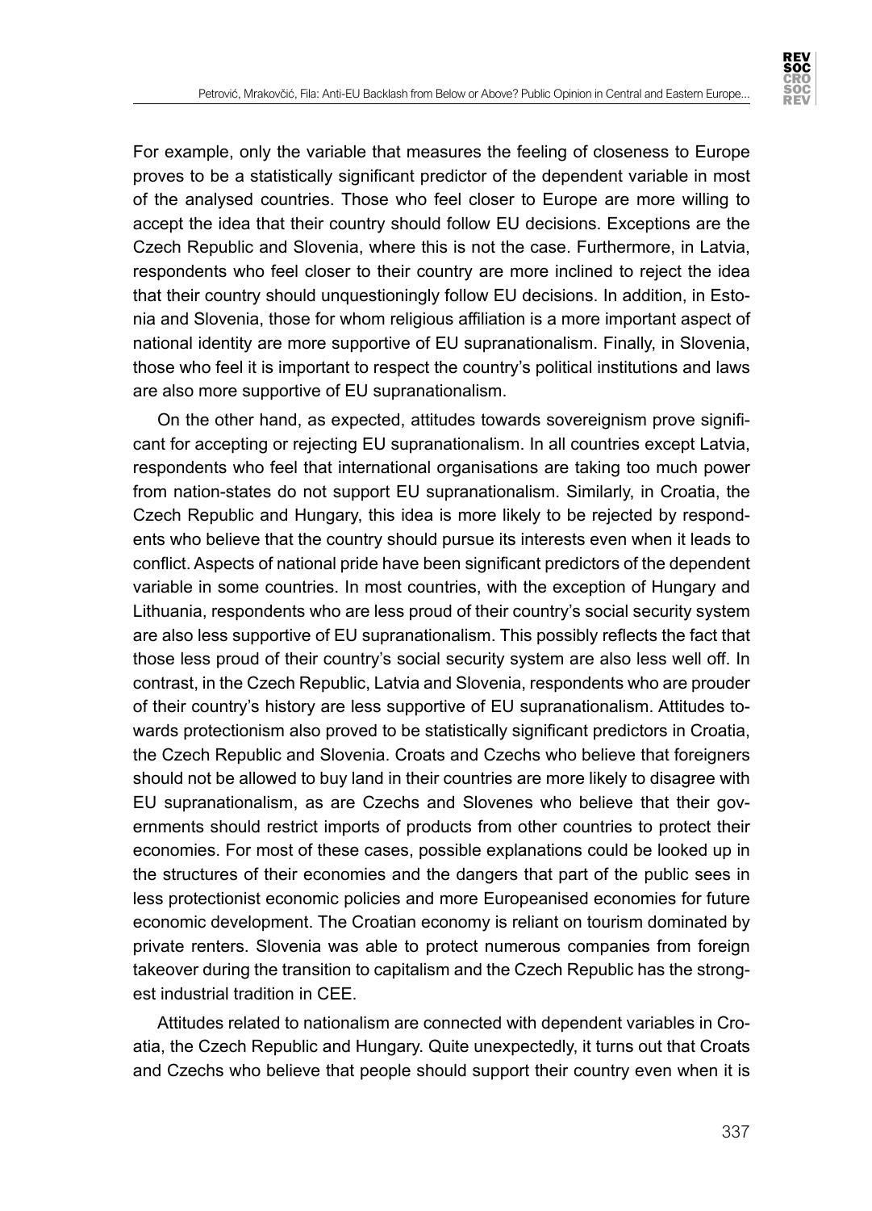For example, only the variable that measures the feeling of closeness to Europe proves to be a statistically significant predictor of the dependent variable in most of the analysed countries. Those who feel closer to Europe are more willing to accept the idea that their country should follow EU decisions. Exceptions are the Czech Republic and Slovenia, where this is not the case. Furthermore, in Latvia, respondents who feel closer to their country are more inclined to reject the idea that their country should unquestioningly follow EU decisions. In addition, in Estonia and Slovenia, those for whom religious affiliation is a more important aspect of national identity are more supportive of EU supranationalism. Finally, in Slovenia, those who feel it is important to respect the country's political institutions and laws are also more supportive of EU supranationalism.

On the other hand, as expected, attitudes towards sovereignism prove significant for accepting or rejecting EU supranationalism. In all countries except Latvia, respondents who feel that international organisations are taking too much power from nation-states do not support EU supranationalism. Similarly, in Croatia, the Czech Republic and Hungary, this idea is more likely to be rejected by respondents who believe that the country should pursue its interests even when it leads to conflict. Aspects of national pride have been significant predictors of the dependent variable in some countries. In most countries, with the exception of Hungary and Lithuania, respondents who are less proud of their country's social security system are also less supportive of EU supranationalism. This possibly reflects the fact that those less proud of their country's social security system are also less well off. In contrast, in the Czech Republic, Latvia and Slovenia, respondents who are prouder of their country's history are less supportive of EU supranationalism. Attitudes towards protectionism also proved to be statistically significant predictors in Croatia, the Czech Republic and Slovenia. Croats and Czechs who believe that foreigners should not be allowed to buy land in their countries are more likely to disagree with EU supranationalism, as are Czechs and Slovenes who believe that their governments should restrict imports of products from other countries to protect their economies. For most of these cases, possible explanations could be looked up in the structures of their economies and the dangers that part of the public sees in less protectionist economic policies and more Europeanised economies for future economic development. The Croatian economy is reliant on tourism dominated by private renters. Slovenia was able to protect numerous companies from foreign takeover during the transition to capitalism and the Czech Republic has the strongest industrial tradition in CEE.

Attitudes related to nationalism are connected with dependent variables in Croatia, the Czech Republic and Hungary. Quite unexpectedly, it turns out that Croats and Czechs who believe that people should support their country even when it is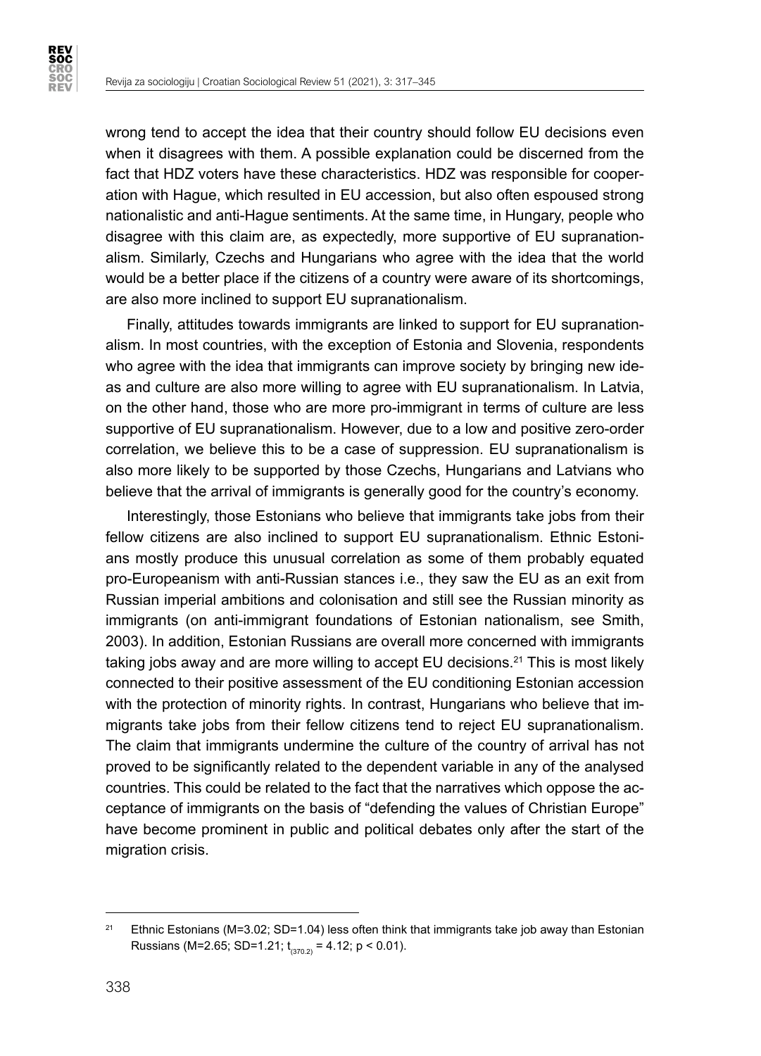wrong tend to accept the idea that their country should follow EU decisions even when it disagrees with them. A possible explanation could be discerned from the fact that HDZ voters have these characteristics. HDZ was responsible for cooperation with Hague, which resulted in EU accession, but also often espoused strong nationalistic and anti-Hague sentiments. At the same time, in Hungary, people who disagree with this claim are, as expectedly, more supportive of EU supranationalism. Similarly, Czechs and Hungarians who agree with the idea that the world would be a better place if the citizens of a country were aware of its shortcomings, are also more inclined to support EU supranationalism.

Finally, attitudes towards immigrants are linked to support for EU supranationalism. In most countries, with the exception of Estonia and Slovenia, respondents who agree with the idea that immigrants can improve society by bringing new ideas and culture are also more willing to agree with EU supranationalism. In Latvia, on the other hand, those who are more pro-immigrant in terms of culture are less supportive of EU supranationalism. However, due to a low and positive zero-order correlation, we believe this to be a case of suppression. EU supranationalism is also more likely to be supported by those Czechs, Hungarians and Latvians who believe that the arrival of immigrants is generally good for the country's economy.

Interestingly, those Estonians who believe that immigrants take jobs from their fellow citizens are also inclined to support EU supranationalism. Ethnic Estonians mostly produce this unusual correlation as some of them probably equated pro-Europeanism with anti-Russian stances i.e., they saw the EU as an exit from Russian imperial ambitions and colonisation and still see the Russian minority as immigrants (on anti-immigrant foundations of Estonian nationalism, see Smith, 2003). In addition, Estonian Russians are overall more concerned with immigrants taking jobs away and are more willing to accept EU decisions.[21] This is most likely connected to their positive assessment of the EU conditioning Estonian accession with the protection of minority rights. In contrast, Hungarians who believe that immigrants take jobs from their fellow citizens tend to reject EU supranationalism. The claim that immigrants undermine the culture of the country of arrival has not proved to be significantly related to the dependent variable in any of the analysed countries. This could be related to the fact that the narratives which oppose the acceptance of immigrants on the basis of "defending the values of Christian Europe" have become prominent in public and political debates only after the start of the migration crisis.

---

[21] Ethnic Estonians (M=3.02; SD=1.04) less often think that immigrants take job away than Estonian Russians (M=2.65; SD=1.21; $t_{(370.2)} = 4.12$; $p < 0.01$).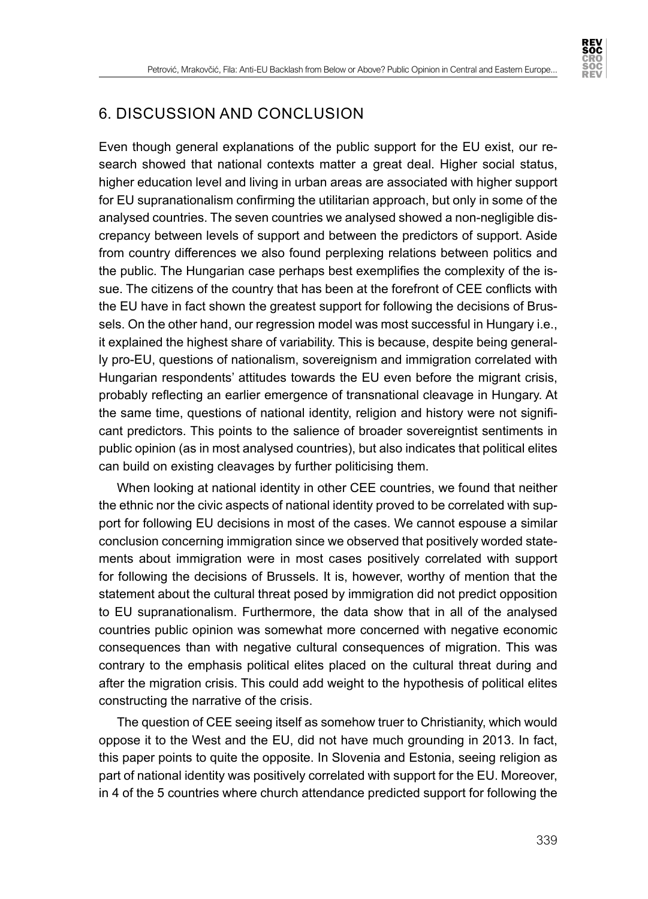## 6. DISCUSSION AND CONCLUSION

Even though general explanations of the public support for the EU exist, our research showed that national contexts matter a great deal. Higher social status, higher education level and living in urban areas are associated with higher support for EU supranationalism confirming the utilitarian approach, but only in some of the analysed countries. The seven countries we analysed showed a non-negligible discrepancy between levels of support and between the predictors of support. Aside from country differences we also found perplexing relations between politics and the public. The Hungarian case perhaps best exemplifies the complexity of the issue. The citizens of the country that has been at the forefront of CEE conflicts with the EU have in fact shown the greatest support for following the decisions of Brussels. On the other hand, our regression model was most successful in Hungary i.e., it explained the highest share of variability. This is because, despite being generally pro-EU, questions of nationalism, sovereignism and immigration correlated with Hungarian respondents' attitudes towards the EU even before the migrant crisis, probably reflecting an earlier emergence of transnational cleavage in Hungary. At the same time, questions of national identity, religion and history were not significant predictors. This points to the salience of broader sovereigntist sentiments in public opinion (as in most analysed countries), but also indicates that political elites can build on existing cleavages by further politicising them.

When looking at national identity in other CEE countries, we found that neither the ethnic nor the civic aspects of national identity proved to be correlated with support for following EU decisions in most of the cases. We cannot espouse a similar conclusion concerning immigration since we observed that positively worded statements about immigration were in most cases positively correlated with support for following the decisions of Brussels. It is, however, worthy of mention that the statement about the cultural threat posed by immigration did not predict opposition to EU supranationalism. Furthermore, the data show that in all of the analysed countries public opinion was somewhat more concerned with negative economic consequences than with negative cultural consequences of migration. This was contrary to the emphasis political elites placed on the cultural threat during and after the migration crisis. This could add weight to the hypothesis of political elites constructing the narrative of the crisis.

The question of CEE seeing itself as somehow truer to Christianity, which would oppose it to the West and the EU, did not have much grounding in 2013. In fact, this paper points to quite the opposite. In Slovenia and Estonia, seeing religion as part of national identity was positively correlated with support for the EU. Moreover, in 4 of the 5 countries where church attendance predicted support for following the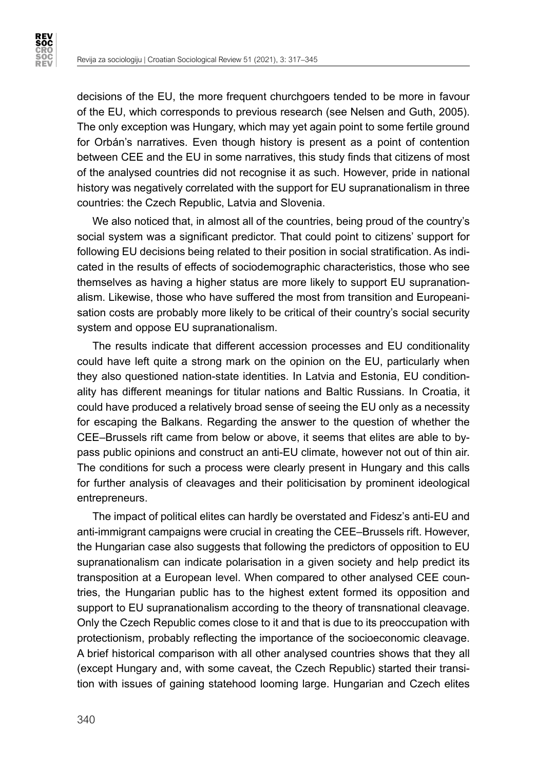decisions of the EU, the more frequent churchgoers tended to be more in favour of the EU, which corresponds to previous research (see Nelsen and Guth, 2005). The only exception was Hungary, which may yet again point to some fertile ground for Orbán's narratives. Even though history is present as a point of contention between CEE and the EU in some narratives, this study finds that citizens of most of the analysed countries did not recognise it as such. However, pride in national history was negatively correlated with the support for EU supranationalism in three countries: the Czech Republic, Latvia and Slovenia.

We also noticed that, in almost all of the countries, being proud of the country's social system was a significant predictor. That could point to citizens' support for following EU decisions being related to their position in social stratification. As indicated in the results of effects of sociodemographic characteristics, those who see themselves as having a higher status are more likely to support EU supranationalism. Likewise, those who have suffered the most from transition and Europeanisation costs are probably more likely to be critical of their country's social security system and oppose EU supranationalism.

The results indicate that different accession processes and EU conditionality could have left quite a strong mark on the opinion on the EU, particularly when they also questioned nation-state identities. In Latvia and Estonia, EU conditionality has different meanings for titular nations and Baltic Russians. In Croatia, it could have produced a relatively broad sense of seeing the EU only as a necessity for escaping the Balkans. Regarding the answer to the question of whether the CEE–Brussels rift came from below or above, it seems that elites are able to bypass public opinions and construct an anti-EU climate, however not out of thin air. The conditions for such a process were clearly present in Hungary and this calls for further analysis of cleavages and their politicisation by prominent ideological entrepreneurs.

The impact of political elites can hardly be overstated and Fidesz's anti-EU and anti-immigrant campaigns were crucial in creating the CEE–Brussels rift. However, the Hungarian case also suggests that following the predictors of opposition to EU supranationalism can indicate polarisation in a given society and help predict its transposition at a European level. When compared to other analysed CEE countries, the Hungarian public has to the highest extent formed its opposition and support to EU supranationalism according to the theory of transnational cleavage. Only the Czech Republic comes close to it and that is due to its preoccupation with protectionism, probably reflecting the importance of the socioeconomic cleavage. A brief historical comparison with all other analysed countries shows that they all (except Hungary and, with some caveat, the Czech Republic) started their transition with issues of gaining statehood looming large. Hungarian and Czech elites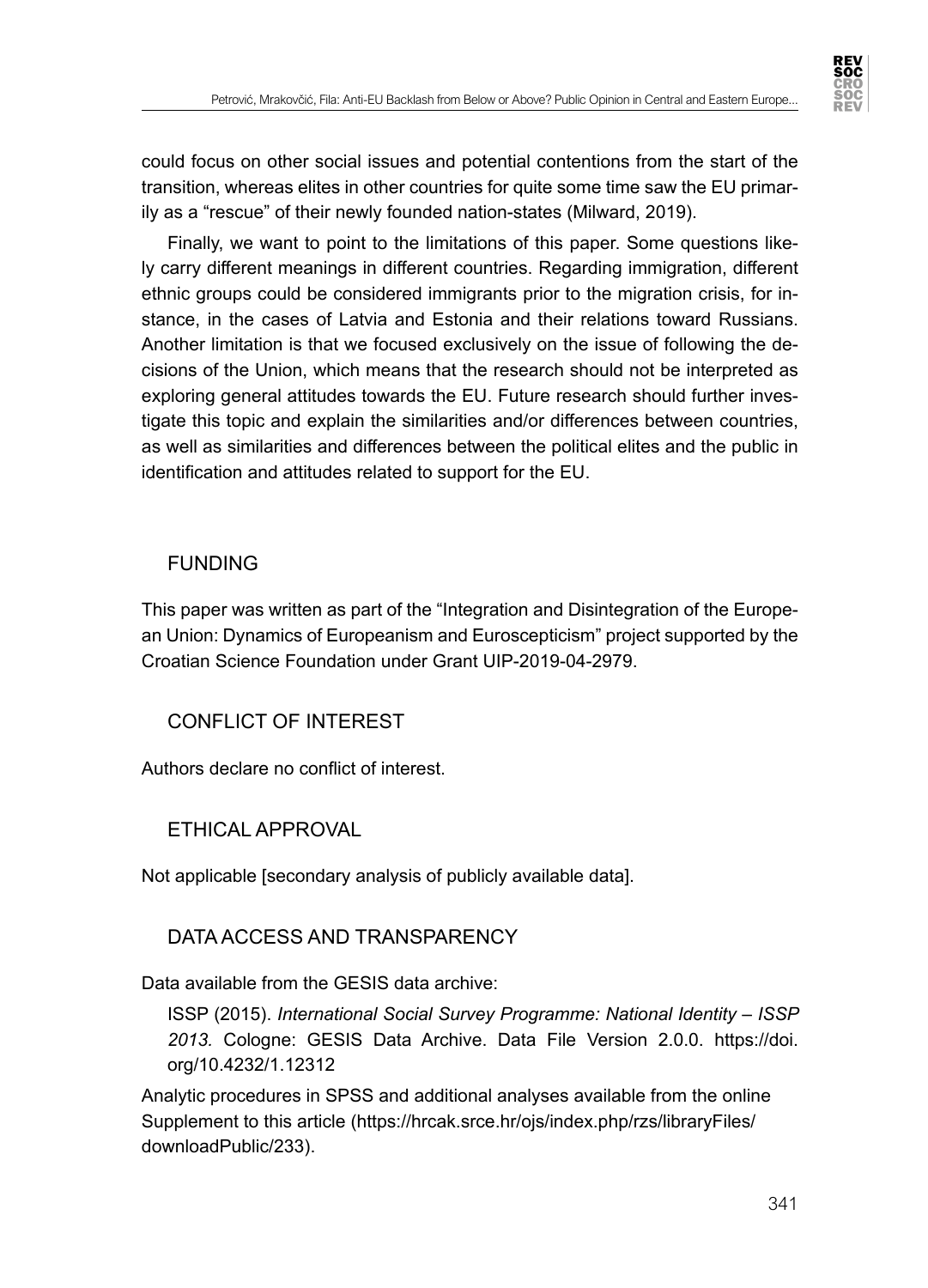could focus on other social issues and potential contentions from the start of the transition, whereas elites in other countries for quite some time saw the EU primarily as a "rescue" of their newly founded nation-states (Milward, 2019).

Finally, we want to point to the limitations of this paper. Some questions likely carry different meanings in different countries. Regarding immigration, different ethnic groups could be considered immigrants prior to the migration crisis, for instance, in the cases of Latvia and Estonia and their relations toward Russians. Another limitation is that we focused exclusively on the issue of following the decisions of the Union, which means that the research should not be interpreted as exploring general attitudes towards the EU. Future research should further investigate this topic and explain the similarities and/or differences between countries, as well as similarities and differences between the political elites and the public in identification and attitudes related to support for the EU.

## FUNDING

This paper was written as part of the "Integration and Disintegration of the European Union: Dynamics of Europeanism and Euroscepticism" project supported by the Croatian Science Foundation under Grant UIP-2019-04-2979.

## CONFLICT OF INTEREST

Authors declare no conflict of interest.

## ETHICAL APPROVAL

Not applicable [secondary analysis of publicly available data].

## DATA ACCESS AND TRANSPARENCY

Data available from the GESIS data archive:

ISSP (2015). *International Social Survey Programme: National Identity – ISSP 2013.* Cologne: GESIS Data Archive. Data File Version 2.0.0. https://doi.org/10.4232/1.12312

Analytic procedures in SPSS and additional analyses available from the online Supplement to this article (https://hrcak.srce.hr/ojs/index.php/rzs/libraryFiles/downloadPublic/233).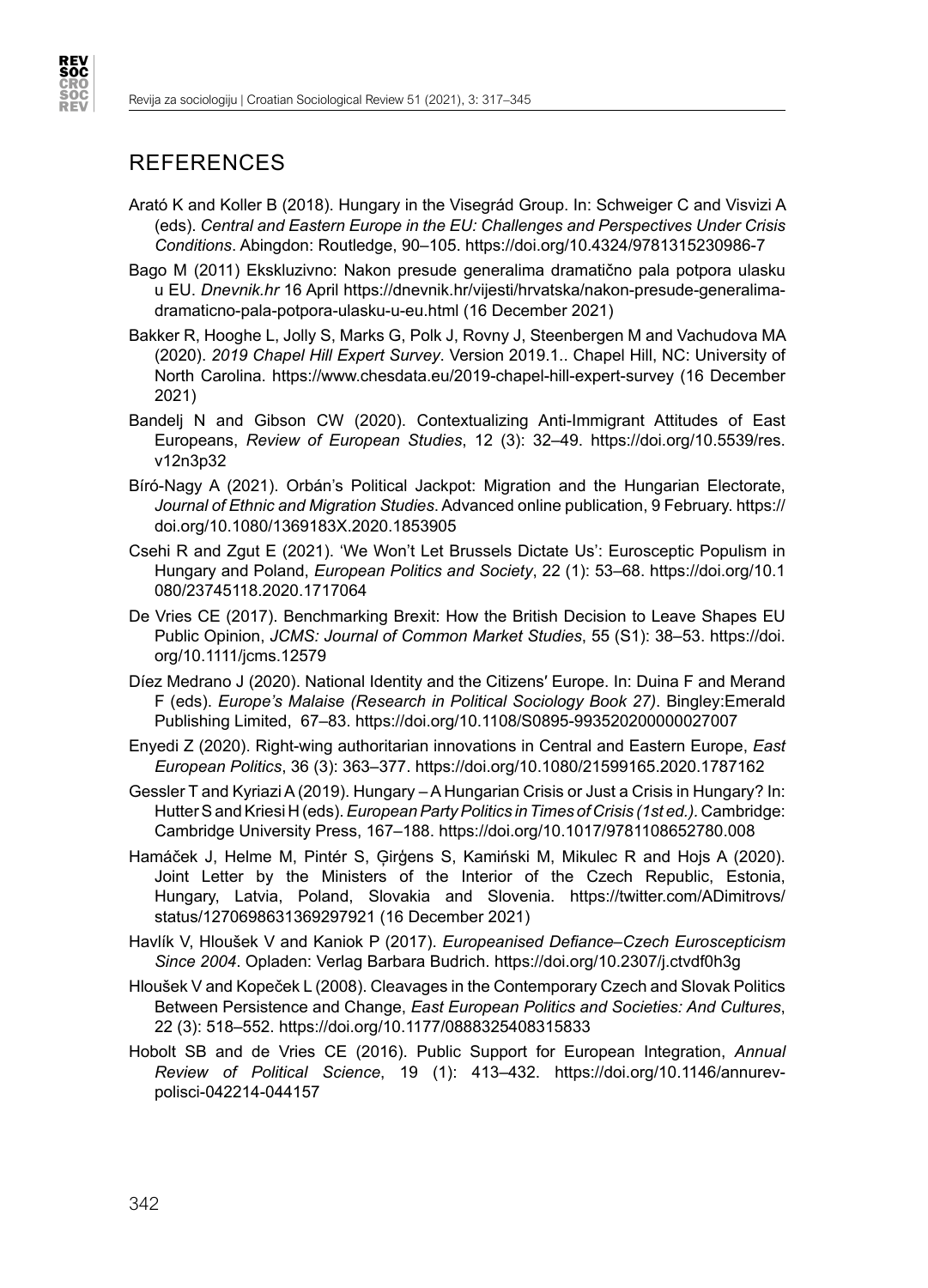## REFERENCES

Arató K and Koller B (2018). Hungary in the Visegrád Group. In: Schweiger C and Visvizi A (eds). *Central and Eastern Europe in the EU: Challenges and Perspectives Under Crisis Conditions*. Abingdon: Routledge, 90–105. https://doi.org/10.4324/9781315230986-7

Bago M (2011) Ekskluzivno: Nakon presude generalima dramatično pala potpora ulasku u EU. *Dnevnik.hr* 16 April https://dnevnik.hr/vijesti/hrvatska/nakon-presude-generalima-dramaticno-pala-potpora-ulasku-u-eu.html (16 December 2021)

Bakker R, Hooghe L, Jolly S, Marks G, Polk J, Rovny J, Steenbergen M and Vachudova MA (2020). *2019 Chapel Hill Expert Survey*. Version 2019.1.. Chapel Hill, NC: University of North Carolina. https://www.chesdata.eu/2019-chapel-hill-expert-survey (16 December 2021)

Bandelj N and Gibson CW (2020). Contextualizing Anti-Immigrant Attitudes of East Europeans, *Review of European Studies*, 12 (3): 32–49. https://doi.org/10.5539/res.v12n3p32

Bíró-Nagy A (2021). Orbán's Political Jackpot: Migration and the Hungarian Electorate, *Journal of Ethnic and Migration Studies*. Advanced online publication, 9 February. https://doi.org/10.1080/1369183X.2020.1853905

Csehi R and Zgut E (2021). 'We Won't Let Brussels Dictate Us': Eurosceptic Populism in Hungary and Poland, *European Politics and Society*, 22 (1): 53–68. https://doi.org/10.1080/23745118.2020.1717064

De Vries CE (2017). Benchmarking Brexit: How the British Decision to Leave Shapes EU Public Opinion, *JCMS: Journal of Common Market Studies*, 55 (S1): 38–53. https://doi.org/10.1111/jcms.12579

Díez Medrano J (2020). National Identity and the Citizens′ Europe. In: Duina F and Merand F (eds). *Europe's Malaise (Research in Political Sociology Book 27)*. Bingley:Emerald Publishing Limited, 67–83. https://doi.org/10.1108/S0895-993520200000027007

Enyedi Z (2020). Right-wing authoritarian innovations in Central and Eastern Europe, *East European Politics*, 36 (3): 363–377. https://doi.org/10.1080/21599165.2020.1787162

Gessler T and Kyriazi A (2019). Hungary – A Hungarian Crisis or Just a Crisis in Hungary? In: Hutter S and Kriesi H (eds). *European Party Politics in Times of Crisis (1st ed.)*. Cambridge: Cambridge University Press, 167–188. https://doi.org/10.1017/9781108652780.008

Hamáček J, Helme M, Pintér S, Ģirģens S, Kamiński M, Mikulec R and Hojs A (2020). Joint Letter by the Ministers of the Interior of the Czech Republic, Estonia, Hungary, Latvia, Poland, Slovakia and Slovenia. https://twitter.com/ADimitrovs/status/1270698631369297921 (16 December 2021)

Havlík V, Hloušek V and Kaniok P (2017). *Europeanised Defiance–Czech Euroscepticism Since 2004*. Opladen: Verlag Barbara Budrich. https://doi.org/10.2307/j.ctvdf0h3g

Hloušek V and Kopeček L (2008). Cleavages in the Contemporary Czech and Slovak Politics Between Persistence and Change, *East European Politics and Societies: And Cultures*, 22 (3): 518–552. https://doi.org/10.1177/0888325408315833

Hobolt SB and de Vries CE (2016). Public Support for European Integration, *Annual Review of Political Science*, 19 (1): 413–432. https://doi.org/10.1146/annurev-polisci-042214-044157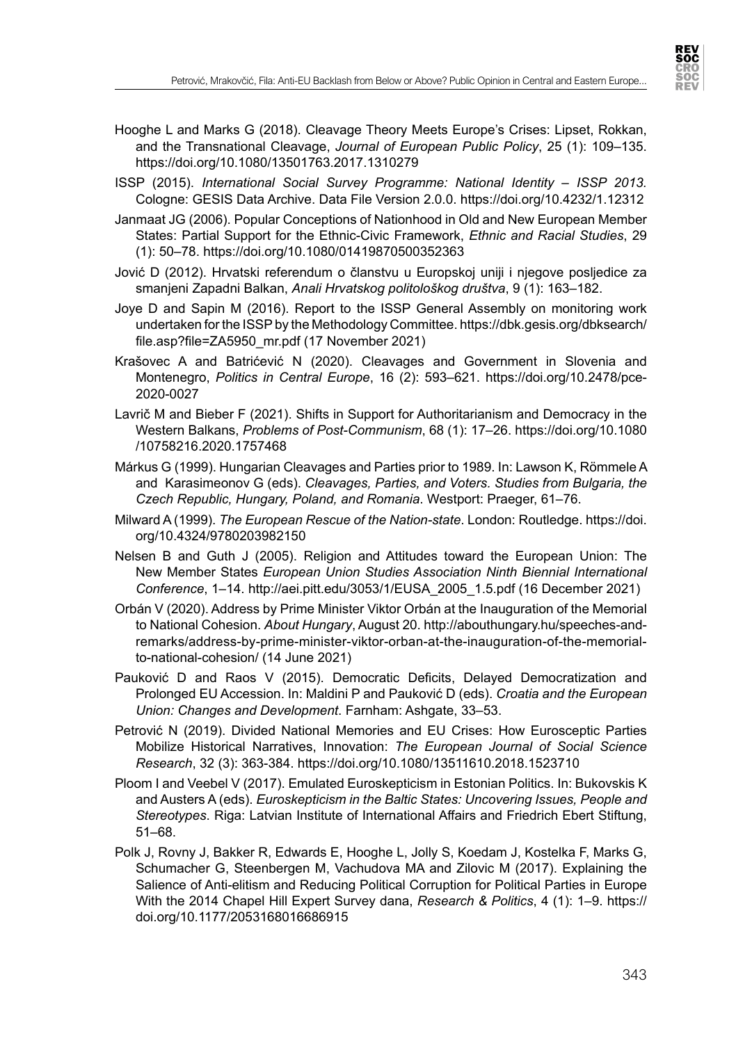Hooghe L and Marks G (2018). Cleavage Theory Meets Europe's Crises: Lipset, Rokkan, and the Transnational Cleavage, *Journal of European Public Policy*, 25 (1): 109–135. https://doi.org/10.1080/13501763.2017.1310279

ISSP (2015). *International Social Survey Programme: National Identity – ISSP 2013.* Cologne: GESIS Data Archive. Data File Version 2.0.0. https://doi.org/10.4232/1.12312

Janmaat JG (2006). Popular Conceptions of Nationhood in Old and New European Member States: Partial Support for the Ethnic-Civic Framework, *Ethnic and Racial Studies*, 29 (1): 50–78. https://doi.org/10.1080/01419870500352363

Jović D (2012). Hrvatski referendum o članstvu u Europskoj uniji i njegove posljedice za smanjeni Zapadni Balkan, *Anali Hrvatskog politološkog društva*, 9 (1): 163–182.

Joye D and Sapin M (2016). Report to the ISSP General Assembly on monitoring work undertaken for the ISSP by the Methodology Committee. https://dbk.gesis.org/dbksearch/file.asp?file=ZA5950_mr.pdf (17 November 2021)

Krašovec A and Batrićević N (2020). Cleavages and Government in Slovenia and Montenegro, *Politics in Central Europe*, 16 (2): 593–621. https://doi.org/10.2478/pce-2020-0027

Lavrič M and Bieber F (2021). Shifts in Support for Authoritarianism and Democracy in the Western Balkans, *Problems of Post-Communism*, 68 (1): 17–26. https://doi.org/10.1080/10758216.2020.1757468

Márkus G (1999). Hungarian Cleavages and Parties prior to 1989. In: Lawson K, Römmele A and Karasimeonov G (eds). *Cleavages, Parties, and Voters. Studies from Bulgaria, the Czech Republic, Hungary, Poland, and Romania*. Westport: Praeger, 61–76.

Milward A (1999). *The European Rescue of the Nation-state*. London: Routledge. https://doi.org/10.4324/9780203982150

Nelsen B and Guth J (2005). Religion and Attitudes toward the European Union: The New Member States *European Union Studies Association Ninth Biennial International Conference*, 1–14. http://aei.pitt.edu/3053/1/EUSA_2005_1.5.pdf (16 December 2021)

Orbán V (2020). Address by Prime Minister Viktor Orbán at the Inauguration of the Memorial to National Cohesion. *About Hungary*, August 20. http://abouthungary.hu/speeches-and-remarks/address-by-prime-minister-viktor-orban-at-the-inauguration-of-the-memorial-to-national-cohesion/ (14 June 2021)

Pauković D and Raos V (2015). Democratic Deficits, Delayed Democratization and Prolonged EU Accession. In: Maldini P and Pauković D (eds). *Croatia and the European Union: Changes and Development*. Farnham: Ashgate, 33–53.

Petrović N (2019). Divided National Memories and EU Crises: How Eurosceptic Parties Mobilize Historical Narratives, Innovation: *The European Journal of Social Science Research*, 32 (3): 363-384. https://doi.org/10.1080/13511610.2018.1523710

Ploom I and Veebel V (2017). Emulated Euroskepticism in Estonian Politics. In: Bukovskis K and Austers A (eds). *Euroskepticism in the Baltic States: Uncovering Issues, People and Stereotypes*. Riga: Latvian Institute of International Affairs and Friedrich Ebert Stiftung, 51–68.

Polk J, Rovny J, Bakker R, Edwards E, Hooghe L, Jolly S, Koedam J, Kostelka F, Marks G, Schumacher G, Steenbergen M, Vachudova MA and Zilovic M (2017). Explaining the Salience of Anti-elitism and Reducing Political Corruption for Political Parties in Europe With the 2014 Chapel Hill Expert Survey dana, *Research & Politics*, 4 (1): 1–9. https://doi.org/10.1177/2053168016686915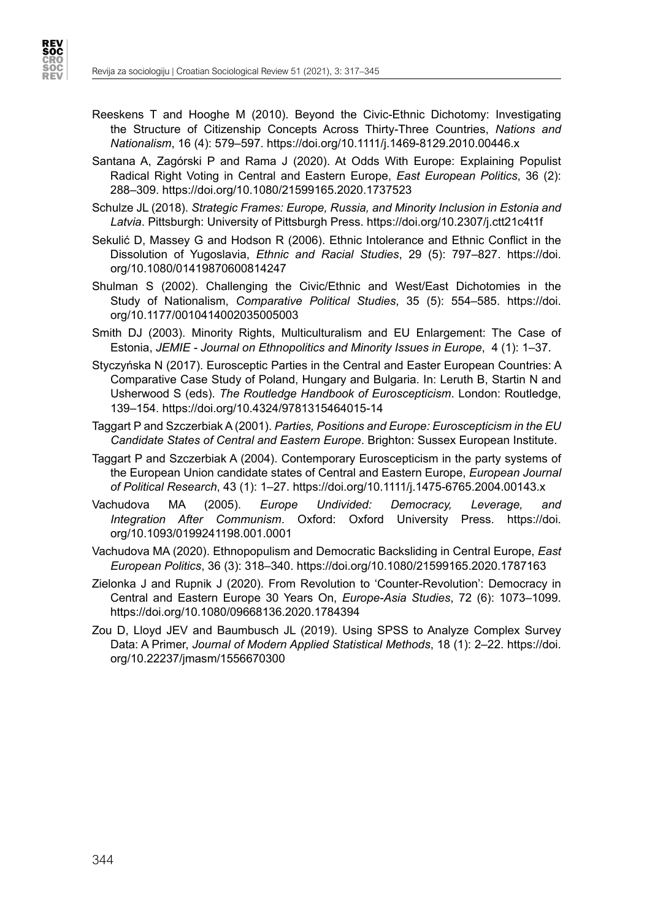Reeskens T and Hooghe M (2010). Beyond the Civic-Ethnic Dichotomy: Investigating the Structure of Citizenship Concepts Across Thirty-Three Countries, *Nations and Nationalism*, 16 (4): 579–597. https://doi.org/10.1111/j.1469-8129.2010.00446.x

Santana A, Zagórski P and Rama J (2020). At Odds With Europe: Explaining Populist Radical Right Voting in Central and Eastern Europe, *East European Politics*, 36 (2): 288–309. https://doi.org/10.1080/21599165.2020.1737523

Schulze JL (2018). *Strategic Frames: Europe, Russia, and Minority Inclusion in Estonia and Latvia*. Pittsburgh: University of Pittsburgh Press. https://doi.org/10.2307/j.ctt21c4t1f

Sekulić D, Massey G and Hodson R (2006). Ethnic Intolerance and Ethnic Conflict in the Dissolution of Yugoslavia, *Ethnic and Racial Studies*, 29 (5): 797–827. https://doi.org/10.1080/01419870600814247

Shulman S (2002). Challenging the Civic/Ethnic and West/East Dichotomies in the Study of Nationalism, *Comparative Political Studies*, 35 (5): 554–585. https://doi.org/10.1177/0010414002035005003

Smith DJ (2003). Minority Rights, Multiculturalism and EU Enlargement: The Case of Estonia, *JEMIE - Journal on Ethnopolitics and Minority Issues in Europe*, 4 (1): 1–37.

Styczyńska N (2017). Eurosceptic Parties in the Central and Easter European Countries: A Comparative Case Study of Poland, Hungary and Bulgaria. In: Leruth B, Startin N and Usherwood S (eds). *The Routledge Handbook of Euroscepticism*. London: Routledge, 139–154. https://doi.org/10.4324/9781315464015-14

Taggart P and Szczerbiak A (2001). *Parties, Positions and Europe: Euroscepticism in the EU Candidate States of Central and Eastern Europe*. Brighton: Sussex European Institute.

Taggart P and Szczerbiak A (2004). Contemporary Euroscepticism in the party systems of the European Union candidate states of Central and Eastern Europe, *European Journal of Political Research*, 43 (1): 1–27. https://doi.org/10.1111/j.1475-6765.2004.00143.x

Vachudova MA (2005). *Europe Undivided: Democracy, Leverage, and Integration After Communism*. Oxford: Oxford University Press. https://doi.org/10.1093/0199241198.001.0001

Vachudova MA (2020). Ethnopopulism and Democratic Backsliding in Central Europe, *East European Politics*, 36 (3): 318–340. https://doi.org/10.1080/21599165.2020.1787163

Zielonka J and Rupnik J (2020). From Revolution to 'Counter-Revolution': Democracy in Central and Eastern Europe 30 Years On, *Europe-Asia Studies*, 72 (6): 1073–1099. https://doi.org/10.1080/09668136.2020.1784394

Zou D, Lloyd JEV and Baumbusch JL (2019). Using SPSS to Analyze Complex Survey Data: A Primer, *Journal of Modern Applied Statistical Methods*, 18 (1): 2–22. https://doi.org/10.22237/jmasm/1556670300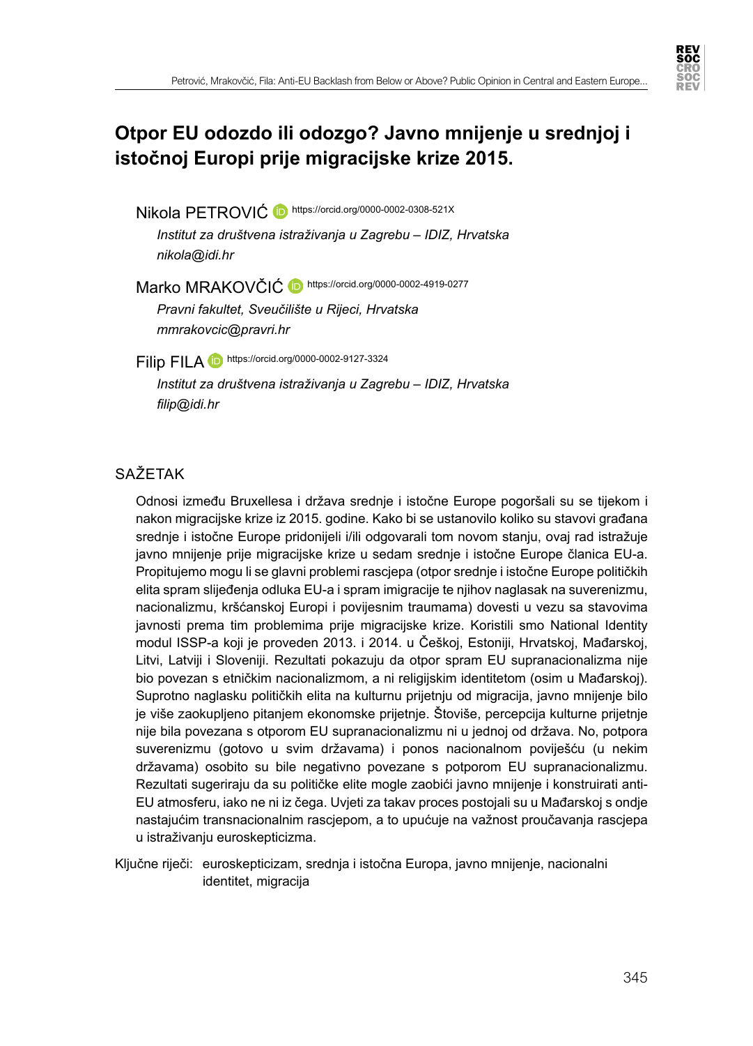# Otpor EU odozdo ili odozgo? Javno mnijenje u srednjoj i istočnoj Europi prije migracijske krize 2015.

Nikola PETROVIĆ https://orcid.org/0000-0002-0308-521X

*Institut za društvena istraživanja u Zagrebu – IDIZ, Hrvatska*
*nikola@idi.hr*

Marko MRAKOVČIĆ https://orcid.org/0000-0002-4919-0277

*Pravni fakultet, Sveučilište u Rijeci, Hrvatska*
*mmrakovcic@pravri.hr*

Filip FILA https://orcid.org/0000-0002-9127-3324

*Institut za društvena istraživanja u Zagrebu – IDIZ, Hrvatska*
*filip@idi.hr*

## SAŽETAK

Odnosi između Bruxellesa i država srednje i istočne Europe pogoršali su se tijekom i nakon migracijske krize iz 2015. godine. Kako bi se ustanovilo koliko su stavovi građana srednje i istočne Europe pridonijeli i/ili odgovarali tom novom stanju, ovaj rad istražuje javno mnijenje prije migracijske krize u sedam srednje i istočne Europe članica EU-a. Propitujemo mogu li se glavni problemi rascjepa (otpor srednje i istočne Europe političkih elita spram slijeđenja odluka EU-a i spram imigracije te njihov naglasak na suverenizmu, nacionalizmu, kršćanskoj Europi i povijesnim traumama) dovesti u vezu sa stavovima javnosti prema tim problemima prije migracijske krize. Koristili smo National Identity modul ISSP-a koji je proveden 2013. i 2014. u Češkoj, Estoniji, Hrvatskoj, Mađarskoj, Litvi, Latviji i Sloveniji. Rezultati pokazuju da otpor spram EU supranacionalizma nije bio povezan s etničkim nacionalizmom, a ni religijskim identitetom (osim u Mađarskoj). Suprotno naglasku političkih elita na kulturnu prijetnju od migracija, javno mnijenje bilo je više zaokupljeno pitanjem ekonomske prijetnje. Štoviše, percepcija kulturne prijetnje nije bila povezana s otporom EU supranacionalizmu ni u jednoj od država. No, potpora suverenizmu (gotovo u svim državama) i ponos nacionalnom povijesću (u nekim državama) osobito su bile negativno povezane s potporom EU supranacionalizmu. Rezultati sugeriraju da su političke elite mogle zaobići javno mnijenje i konstruirati anti-EU atmosferu, iako ne ni iz čega. Uvjeti za takav proces postojali su u Mađarskoj s ondje nastajućim transnacionalnim rascjepom, a to upućuje na važnost proučavanja rascjepa u istraživanju euroskepticizma.

Ključne riječi: euroskepticizam, srednja i istočna Europa, javno mnijenje, nacionalni identitet, migracija